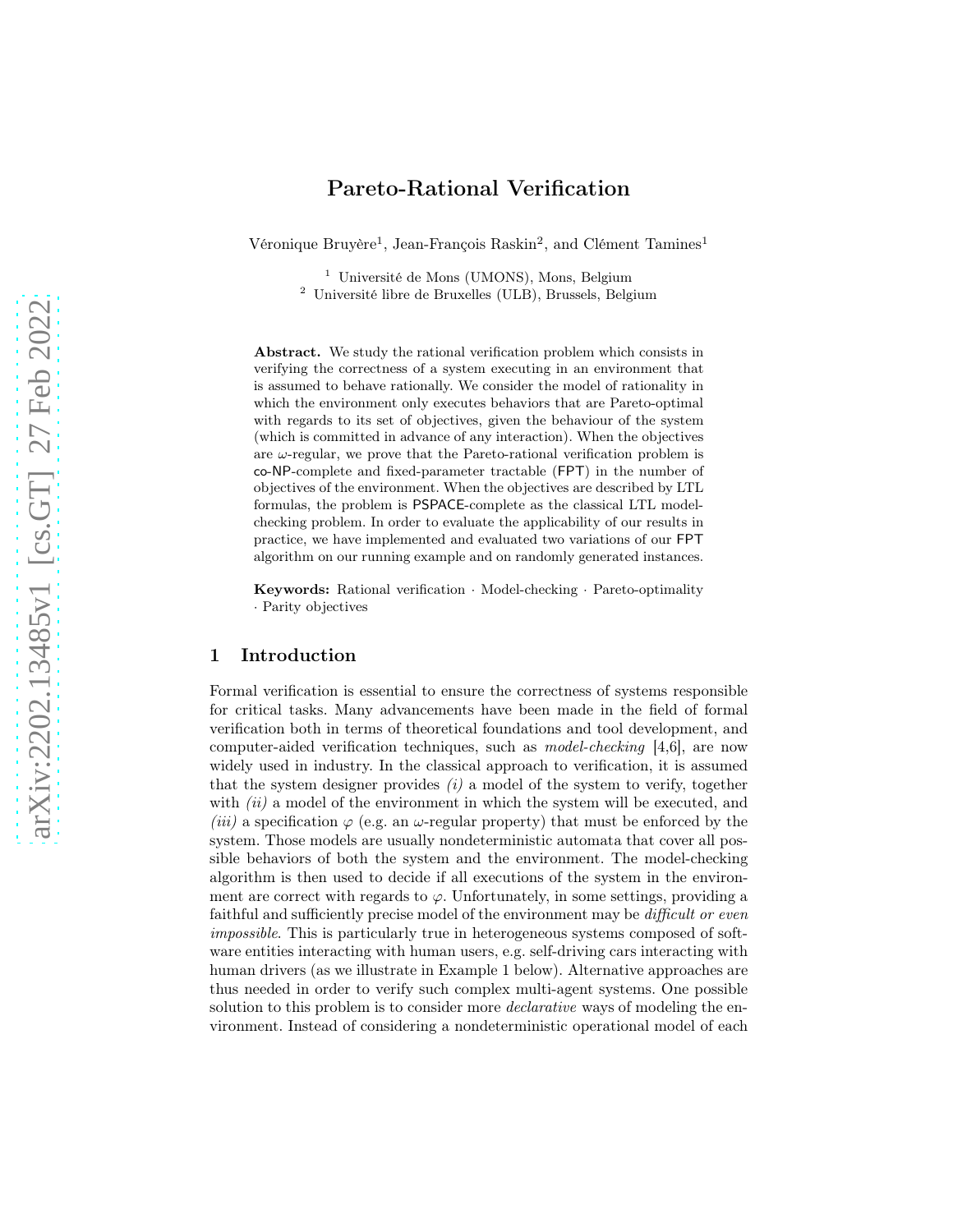# Pareto-Rational Verification

Véronique Bruyère[1], Jean-François Raskin[2], and Clément Tamines[1]

[1] Université de Mons (UMONS), Mons, Belgium
[2] Université libre de Bruxelles (ULB), Brussels, Belgium

**Abstract.** We study the rational verification problem which consists in verifying the correctness of a system executing in an environment that is assumed to behave rationally. We consider the model of rationality in which the environment only executes behaviors that are Pareto-optimal with regards to its set of objectives, given the behaviour of the system (which is committed in advance of any interaction). When the objectives are $\omega$-regular, we prove that the Pareto-rational verification problem is co-NP-complete and fixed-parameter tractable (FPT) in the number of objectives of the environment. When the objectives are described by LTL formulas, the problem is PSPACE-complete as the classical LTL model-checking problem. In order to evaluate the applicability of our results in practice, we have implemented and evaluated two variations of our FPT algorithm on our running example and on randomly generated instances.

**Keywords:** Rational verification · Model-checking · Pareto-optimality · Parity objectives

## 1 Introduction

Formal verification is essential to ensure the correctness of systems responsible for critical tasks. Many advancements have been made in the field of formal verification both in terms of theoretical foundations and tool development, and computer-aided verification techniques, such as *model-checking* [4,6], are now widely used in industry. In the classical approach to verification, it is assumed that the system designer provides *(i)* a model of the system to verify, together with *(ii)* a model of the environment in which the system will be executed, and *(iii)* a specification $\varphi$ (e.g. an $\omega$-regular property) that must be enforced by the system. Those models are usually nondeterministic automata that cover all possible behaviors of both the system and the environment. The model-checking algorithm is then used to decide if all executions of the system in the environment are correct with regards to $\varphi$. Unfortunately, in some settings, providing a faithful and sufficiently precise model of the environment may be *difficult or even impossible*. This is particularly true in heterogeneous systems composed of software entities interacting with human users, e.g. self-driving cars interacting with human drivers (as we illustrate in Example 1 below). Alternative approaches are thus needed in order to verify such complex multi-agent systems. One possible solution to this problem is to consider more *declarative* ways of modeling the environment. Instead of considering a nondeterministic operational model of each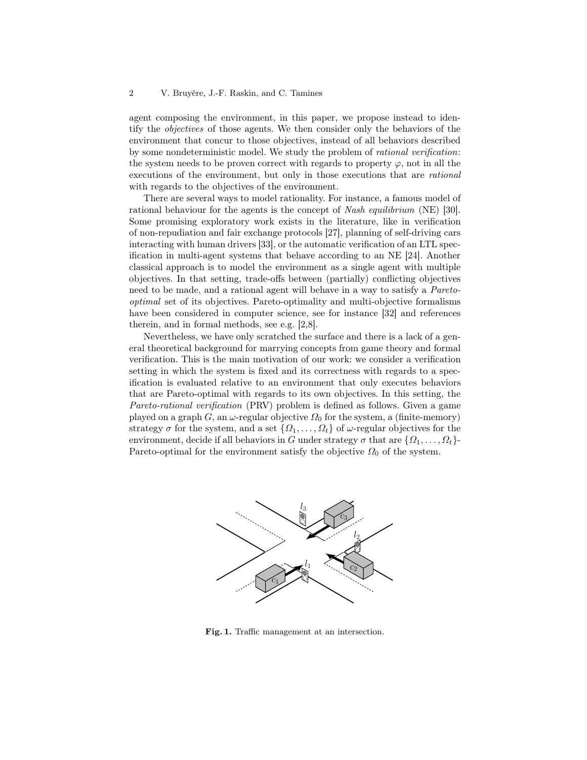agent composing the environment, in this paper, we propose instead to identify the *objectives* of those agents. We then consider only the behaviors of the environment that concur to those objectives, instead of all behaviors described by some nondeterministic model. We study the problem of *rational verification*: the system needs to be proven correct with regards to property $\varphi$, not in all the executions of the environment, but only in those executions that are *rational* with regards to the objectives of the environment.

There are several ways to model rationality. For instance, a famous model of rational behaviour for the agents is the concept of *Nash equilibrium* (NE) [30]. Some promising exploratory work exists in the literature, like in verification of non-repudiation and fair exchange protocols [27], planning of self-driving cars interacting with human drivers [33], or the automatic verification of an LTL specification in multi-agent systems that behave according to an NE [24]. Another classical approach is to model the environment as a single agent with multiple objectives. In that setting, trade-offs between (partially) conflicting objectives need to be made, and a rational agent will behave in a way to satisfy a *Pareto-optimal* set of its objectives. Pareto-optimality and multi-objective formalisms have been considered in computer science, see for instance [32] and references therein, and in formal methods, see e.g. [2,8].

Nevertheless, we have only scratched the surface and there is a lack of a general theoretical background for marrying concepts from game theory and formal verification. This is the main motivation of our work: we consider a verification setting in which the system is fixed and its correctness with regards to a specification is evaluated relative to an environment that only executes behaviors that are Pareto-optimal with regards to its own objectives. In this setting, the *Pareto-rational verification* (PRV) problem is defined as follows. Given a game played on a graph $G$, an $\omega$-regular objective $\Omega_0$ for the system, a (finite-memory) strategy $\sigma$ for the system, and a set $\{\Omega_1, \ldots, \Omega_t\}$ of $\omega$-regular objectives for the environment, decide if all behaviors in $G$ under strategy $\sigma$ that are $\{\Omega_1, \ldots, \Omega_t\}$-Pareto-optimal for the environment satisfy the objective $\Omega_0$ of the system.

**Fig. 1.** Traffic management at an intersection.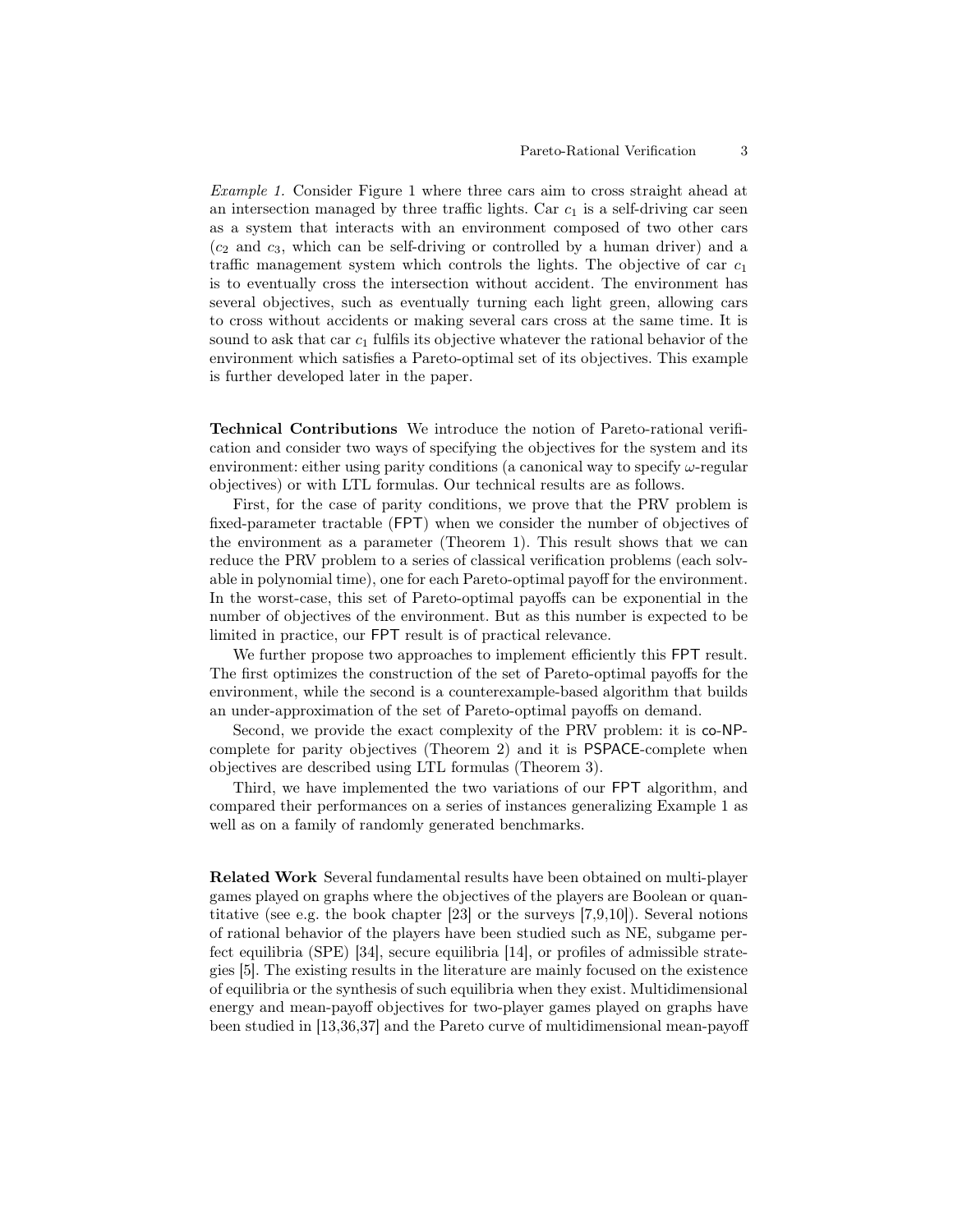*Example 1.* Consider Figure 1 where three cars aim to cross straight ahead at an intersection managed by three traffic lights. Car $c_1$ is a self-driving car seen as a system that interacts with an environment composed of two other cars ($c_2$ and $c_3$, which can be self-driving or controlled by a human driver) and a traffic management system which controls the lights. The objective of car $c_1$ is to eventually cross the intersection without accident. The environment has several objectives, such as eventually turning each light green, allowing cars to cross without accidents or making several cars cross at the same time. It is sound to ask that car $c_1$ fulfils its objective whatever the rational behavior of the environment which satisfies a Pareto-optimal set of its objectives. This example is further developed later in the paper.

**Technical Contributions** We introduce the notion of Pareto-rational verification and consider two ways of specifying the objectives for the system and its environment: either using parity conditions (a canonical way to specify $\omega$-regular objectives) or with LTL formulas. Our technical results are as follows.

First, for the case of parity conditions, we prove that the PRV problem is fixed-parameter tractable (FPT) when we consider the number of objectives of the environment as a parameter (Theorem 1). This result shows that we can reduce the PRV problem to a series of classical verification problems (each solvable in polynomial time), one for each Pareto-optimal payoff for the environment. In the worst-case, this set of Pareto-optimal payoffs can be exponential in the number of objectives of the environment. But as this number is expected to be limited in practice, our FPT result is of practical relevance.

We further propose two approaches to implement efficiently this FPT result. The first optimizes the construction of the set of Pareto-optimal payoffs for the environment, while the second is a counterexample-based algorithm that builds an under-approximation of the set of Pareto-optimal payoffs on demand.

Second, we provide the exact complexity of the PRV problem: it is co-NP-complete for parity objectives (Theorem 2) and it is PSPACE-complete when objectives are described using LTL formulas (Theorem 3).

Third, we have implemented the two variations of our FPT algorithm, and compared their performances on a series of instances generalizing Example 1 as well as on a family of randomly generated benchmarks.

**Related Work** Several fundamental results have been obtained on multi-player games played on graphs where the objectives of the players are Boolean or quantitative (see e.g. the book chapter [23] or the surveys [7,9,10]). Several notions of rational behavior of the players have been studied such as NE, subgame perfect equilibria (SPE) [34], secure equilibria [14], or profiles of admissible strategies [5]. The existing results in the literature are mainly focused on the existence of equilibria or the synthesis of such equilibria when they exist. Multidimensional energy and mean-payoff objectives for two-player games played on graphs have been studied in [13,36,37] and the Pareto curve of multidimensional mean-payoff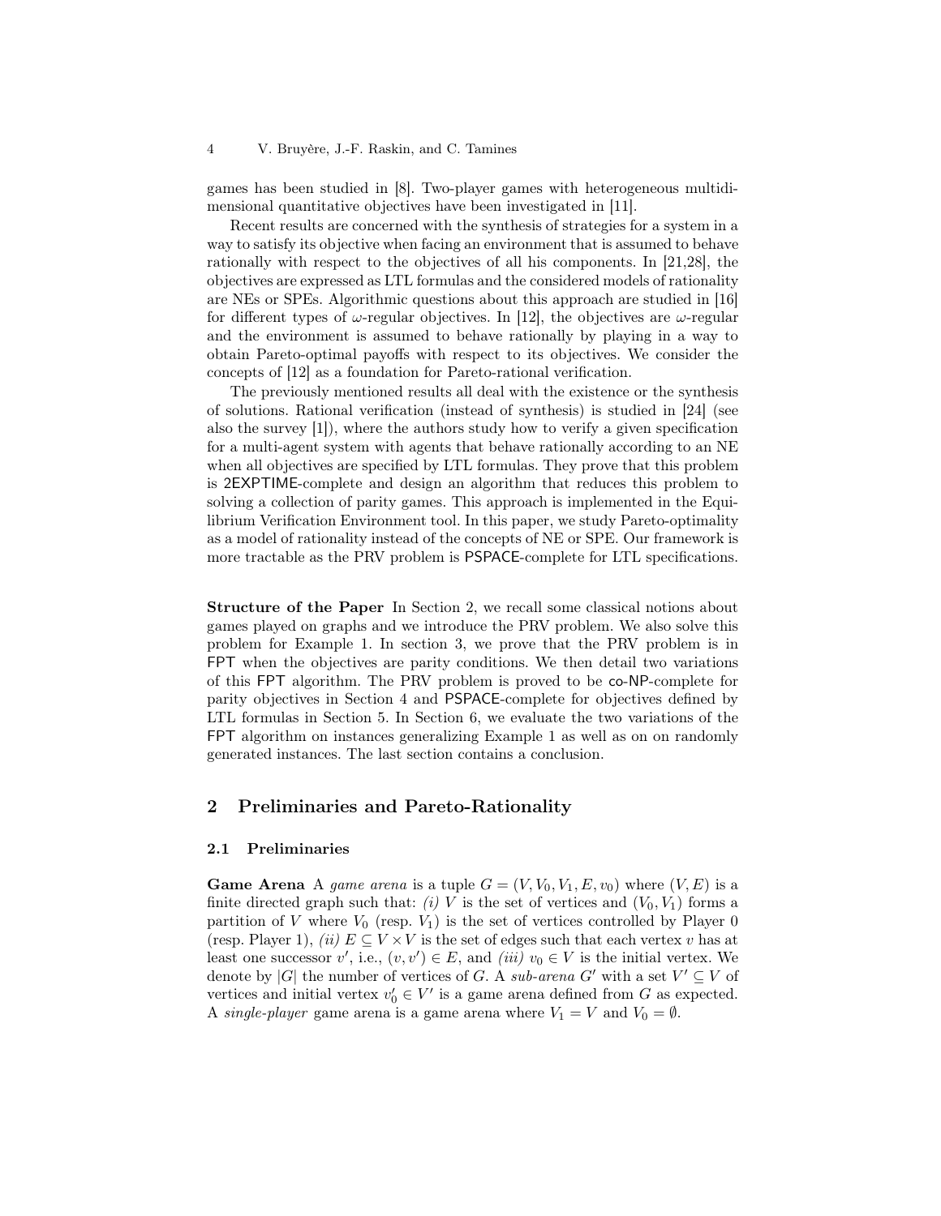games has been studied in [8]. Two-player games with heterogeneous multidimensional quantitative objectives have been investigated in [11].

Recent results are concerned with the synthesis of strategies for a system in a way to satisfy its objective when facing an environment that is assumed to behave rationally with respect to the objectives of all his components. In [21,28], the objectives are expressed as LTL formulas and the considered models of rationality are NEs or SPEs. Algorithmic questions about this approach are studied in [16] for different types of $\omega$-regular objectives. In [12], the objectives are $\omega$-regular and the environment is assumed to behave rationally by playing in a way to obtain Pareto-optimal payoffs with respect to its objectives. We consider the concepts of [12] as a foundation for Pareto-rational verification.

The previously mentioned results all deal with the existence or the synthesis of solutions. Rational verification (instead of synthesis) is studied in [24] (see also the survey [1]), where the authors study how to verify a given specification for a multi-agent system with agents that behave rationally according to an NE when all objectives are specified by LTL formulas. They prove that this problem is 2EXPTIME-complete and design an algorithm that reduces this problem to solving a collection of parity games. This approach is implemented in the Equilibrium Verification Environment tool. In this paper, we study Pareto-optimality as a model of rationality instead of the concepts of NE or SPE. Our framework is more tractable as the PRV problem is PSPACE-complete for LTL specifications.

**Structure of the Paper** In Section 2, we recall some classical notions about games played on graphs and we introduce the PRV problem. We also solve this problem for Example 1. In section 3, we prove that the PRV problem is in FPT when the objectives are parity conditions. We then detail two variations of this FPT algorithm. The PRV problem is proved to be co-NP-complete for parity objectives in Section 4 and PSPACE-complete for objectives defined by LTL formulas in Section 5. In Section 6, we evaluate the two variations of the FPT algorithm on instances generalizing Example 1 as well as on on randomly generated instances. The last section contains a conclusion.

## 2 Preliminaries and Pareto-Rationality

### 2.1 Preliminaries

**Game Arena** A *game arena* is a tuple $G = (V, V_0, V_1, E, v_0)$ where $(V, E)$ is a finite directed graph such that: *(i)* $V$ is the set of vertices and $(V_0, V_1)$ forms a partition of $V$ where $V_0$ (resp. $V_1$) is the set of vertices controlled by Player 0 (resp. Player 1), *(ii)* $E \subseteq V \times V$ is the set of edges such that each vertex $v$ has at least one successor $v'$, i.e., $(v, v') \in E$, and *(iii)* $v_0 \in V$ is the initial vertex. We denote by $|G|$ the number of vertices of $G$. A *sub-arena* $G'$ with a set $V' \subseteq V$ of vertices and initial vertex $v'_0 \in V'$ is a game arena defined from $G$ as expected. A *single-player* game arena is a game arena where $V_1 = V$ and $V_0 = \emptyset$.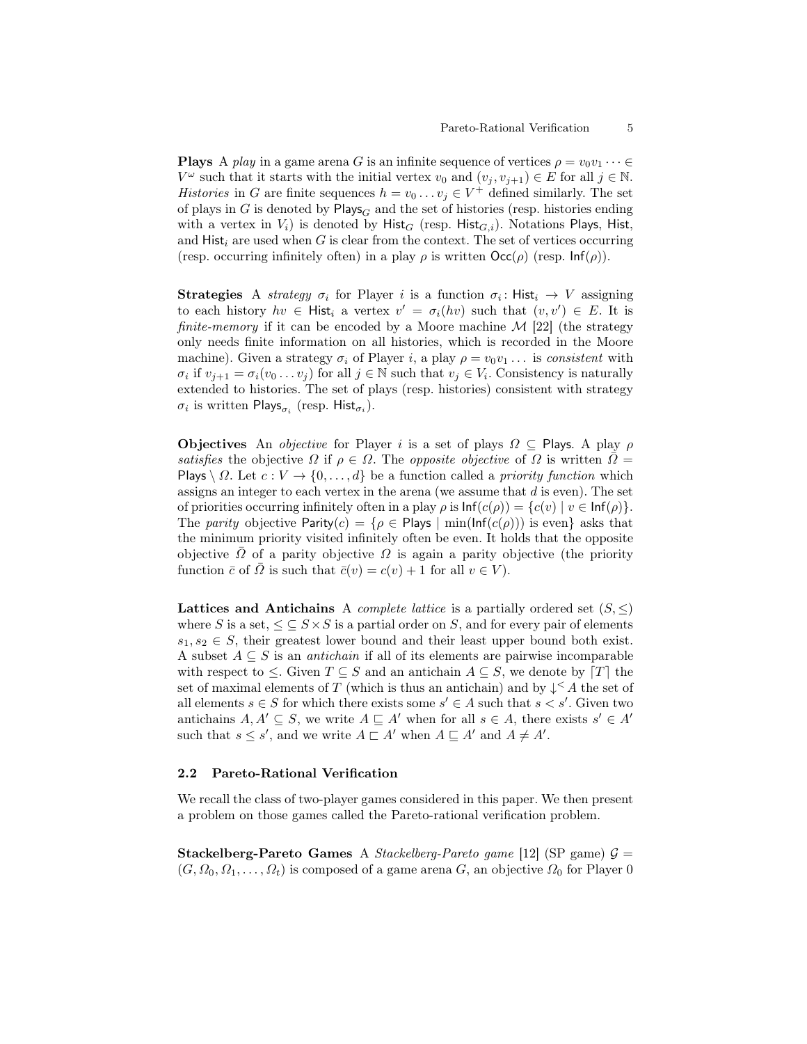**Plays** A *play* in a game arena $G$ is an infinite sequence of vertices $\rho = v_0 v_1 \dots \in V^\omega$ such that it starts with the initial vertex $v_0$ and $(v_j, v_{j+1}) \in E$ for all $j \in \mathbb{N}$. *Histories* in $G$ are finite sequences $h = v_0 \dots v_j \in V^+$ defined similarly. The set of plays in $G$ is denoted by $\mathsf{Plays}_G$ and the set of histories (resp. histories ending with a vertex in $V_i$) is denoted by $\mathsf{Hist}_G$ (resp. $\mathsf{Hist}_{G,i}$). Notations $\mathsf{Plays}$, $\mathsf{Hist}$, and $\mathsf{Hist}_i$ are used when $G$ is clear from the context. The set of vertices occurring (resp. occurring infinitely often) in a play $\rho$ is written $\mathsf{Occ}(\rho)$ (resp. $\mathsf{Inf}(\rho)$).

**Strategies** A *strategy* $\sigma_i$ for Player $i$ is a function $\sigma_i \colon \mathsf{Hist}_i \to V$ assigning to each history $hv \in \mathsf{Hist}_i$ a vertex $v' = \sigma_i(hv)$ such that $(v, v') \in E$. It is *finite-memory* if it can be encoded by a Moore machine $\mathcal{M}$ [22] (the strategy only needs finite information on all histories, which is recorded in the Moore machine). Given a strategy $\sigma_i$ of Player $i$, a play $\rho = v_0 v_1 \dots$ is *consistent* with $\sigma_i$ if $v_{j+1} = \sigma_i(v_0 \dots v_j)$ for all $j \in \mathbb{N}$ such that $v_j \in V_i$. Consistency is naturally extended to histories. The set of plays (resp. histories) consistent with strategy $\sigma_i$ is written $\mathsf{Plays}_{\sigma_i}$ (resp. $\mathsf{Hist}_{\sigma_i}$).

**Objectives** An *objective* for Player $i$ is a set of plays $\Omega \subseteq \mathsf{Plays}$. A play $\rho$ *satisfies* the objective $\Omega$ if $\rho \in \Omega$. The *opposite objective* of $\Omega$ is written $\bar{\Omega} = \mathsf{Plays} \setminus \Omega$. Let $c : V \to \{0, \dots, d\}$ be a function called a *priority function* which assigns an integer to each vertex in the arena (we assume that $d$ is even). The set of priorities occurring infinitely often in a play $\rho$ is $\mathsf{Inf}(c(\rho)) = \{c(v) \mid v \in \mathsf{Inf}(\rho)\}$. The *parity* objective $\mathsf{Parity}(c) = \{\rho \in \mathsf{Plays} \mid \min(\mathsf{Inf}(c(\rho))) \text{ is even}\}$ asks that the minimum priority visited infinitely often be even. It holds that the opposite objective $\bar{\Omega}$ of a parity objective $\Omega$ is again a parity objective (the priority function $\bar{c}$ of $\bar{\Omega}$ is such that $\bar{c}(v) = c(v) + 1$ for all $v \in V$).

**Lattices and Antichains** A *complete lattice* is a partially ordered set $(S, \leq)$ where $S$ is a set, $\leq \subseteq S \times S$ is a partial order on $S$, and for every pair of elements $s_1, s_2 \in S$, their greatest lower bound and their least upper bound both exist. A subset $A \subseteq S$ is an *antichain* if all of its elements are pairwise incomparable with respect to $\leq$. Given $T \subseteq S$ and an antichain $A \subseteq S$, we denote by $\lceil T \rceil$ the set of maximal elements of $T$ (which is thus an antichain) and by $\downarrow^{<} A$ the set of all elements $s \in S$ for which there exists some $s' \in A$ such that $s < s'$. Given two antichains $A, A' \subseteq S$, we write $A \sqsubseteq A'$ when for all $s \in A$, there exists $s' \in A'$ such that $s \leq s'$, and we write $A \sqsubset A'$ when $A \sqsubseteq A'$ and $A \neq A'$.

### 2.2 Pareto-Rational Verification

We recall the class of two-player games considered in this paper. We then present a problem on those games called the Pareto-rational verification problem.

**Stackelberg-Pareto Games** A *Stackelberg-Pareto game* [12] (SP game) $\mathcal{G} = (G, \Omega_0, \Omega_1, \dots, \Omega_t)$ is composed of a game arena $G$, an objective $\Omega_0$ for Player 0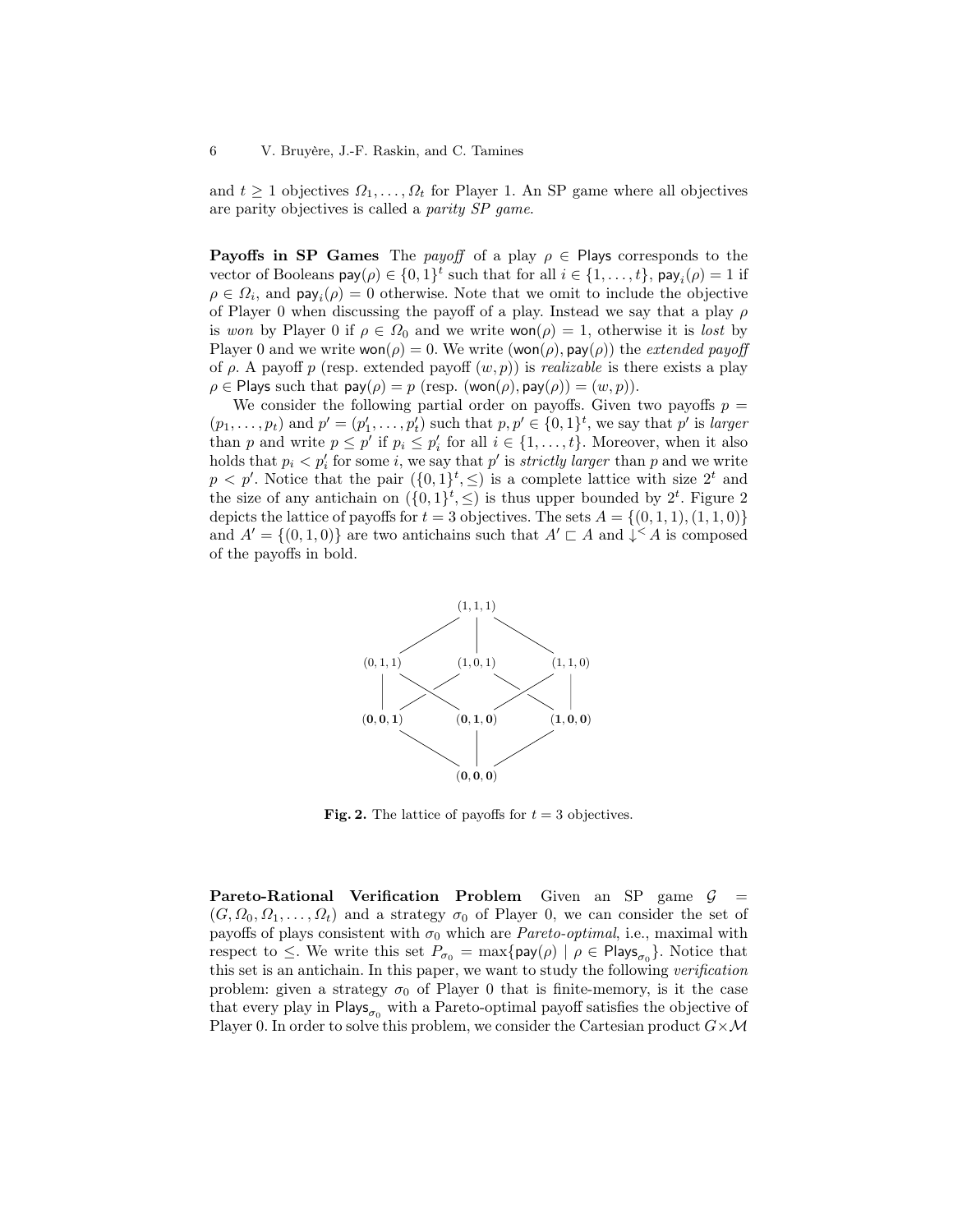and $t \geq 1$ objectives $\Omega_1, \dots, \Omega_t$ for Player 1. An SP game where all objectives are parity objectives is called a *parity SP game*.

**Payoffs in SP Games** The *payoff* of a play $\rho \in \mathsf{Plays}$ corresponds to the vector of Booleans $\mathsf{pay}(\rho) \in \{0,1\}^t$ such that for all $i \in \{1, \dots, t\}$, $\mathsf{pay}_i(\rho) = 1$ if $\rho \in \Omega_i$, and $\mathsf{pay}_i(\rho) = 0$ otherwise. Note that we omit to include the objective of Player 0 when discussing the payoff of a play. Instead we say that a play $\rho$ is *won* by Player 0 if $\rho \in \Omega_0$ and we write $\mathsf{won}(\rho) = 1$, otherwise it is *lost* by Player 0 and we write $\mathsf{won}(\rho) = 0$. We write $(\mathsf{won}(\rho), \mathsf{pay}(\rho))$ the *extended payoff* of $\rho$. A payoff $p$ (resp. extended payoff $(w, p)$) is *realizable* is there exists a play $\rho \in \mathsf{Plays}$ such that $\mathsf{pay}(\rho) = p$ (resp. $(\mathsf{won}(\rho), \mathsf{pay}(\rho)) = (w, p)$).

We consider the following partial order on payoffs. Given two payoffs $p = (p_1, \dots, p_t)$ and $p' = (p'_1, \dots, p'_t)$ such that $p, p' \in \{0,1\}^t$, we say that $p'$ is *larger* than $p$ and write $p \leq p'$ if $p_i \leq p'_i$ for all $i \in \{1, \dots, t\}$. Moreover, when it also holds that $p_i < p'_i$ for some $i$, we say that $p'$ is *strictly larger* than $p$ and we write $p < p'$. Notice that the pair $(\{0,1\}^t, \leq)$ is a complete lattice with size $2^t$ and the size of any antichain on $(\{0,1\}^t, \leq)$ is thus upper bounded by $2^t$. Figure 2 depicts the lattice of payoffs for $t = 3$ objectives. The sets $A = \{(0,1,1), (1,1,0)\}$ and $A' = \{(0,1,0)\}$ are two antichains such that $A' \sqsubset A$ and $\downarrow^< A$ is composed of the payoffs in bold.

$$(1,1,1)$$

$$(0,1,1) \quad (1,0,1) \quad (1,1,0)$$

$$\mathbf{(0,0,1)} \quad \mathbf{(0,1,0)} \quad \mathbf{(1,0,0)}$$

$$\mathbf{(0,0,0)}$$

**Fig. 2.** The lattice of payoffs for $t = 3$ objectives.

**Pareto-Rational Verification Problem** Given an SP game $\mathcal{G} = (G, \Omega_0, \Omega_1, \dots, \Omega_t)$ and a strategy $\sigma_0$ of Player 0, we can consider the set of payoffs of plays consistent with $\sigma_0$ which are *Pareto-optimal*, i.e., maximal with respect to $\leq$. We write this set $P_{\sigma_0} = \max\{\mathsf{pay}(\rho) \mid \rho \in \mathsf{Plays}_{\sigma_0}\}$. Notice that this set is an antichain. In this paper, we want to study the following *verification* problem: given a strategy $\sigma_0$ of Player 0 that is finite-memory, is it the case that every play in $\mathsf{Plays}_{\sigma_0}$ with a Pareto-optimal payoff satisfies the objective of Player 0. In order to solve this problem, we consider the Cartesian product $G \times \mathcal{M}$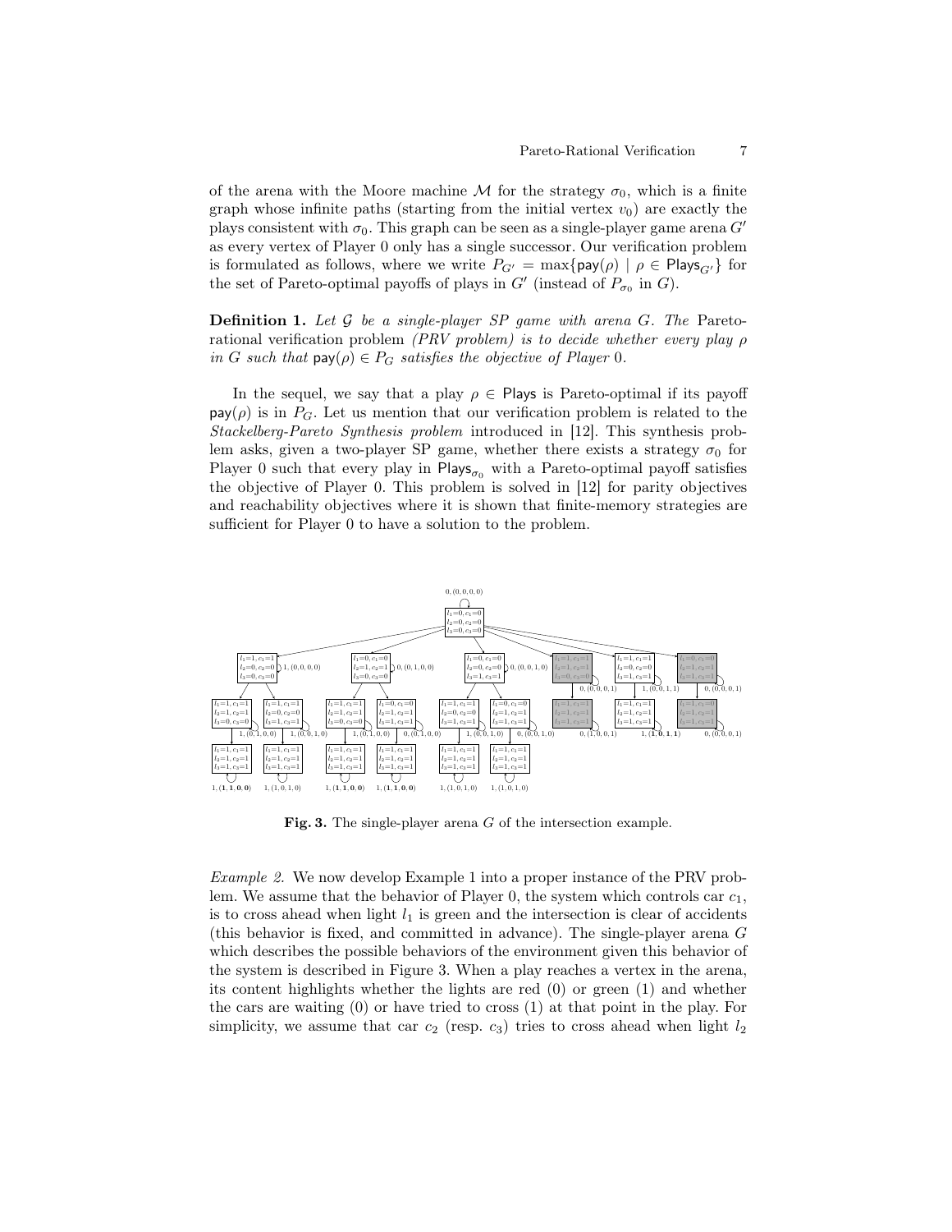of the arena with the Moore machine $\mathcal{M}$ for the strategy $\sigma_0$, which is a finite graph whose infinite paths (starting from the initial vertex $v_0$) are exactly the plays consistent with $\sigma_0$. This graph can be seen as a single-player game arena $G'$ as every vertex of Player 0 only has a single successor. Our verification problem is formulated as follows, where we write $P_{G'} = \max\{\mathsf{pay}(\rho) \mid \rho \in \mathsf{Plays}_{G'}\}$ for the set of Pareto-optimal payoffs of plays in $G'$ (instead of $P_{\sigma_0}$ in $G$).

**Definition 1.** *Let $\mathcal{G}$ be a single-player SP game with arena $G$. The* Pareto-rational verification problem *(PRV problem) is to decide whether every play $\rho$ in $G$ such that $\mathsf{pay}(\rho) \in P_G$ satisfies the objective of Player 0.*

In the sequel, we say that a play $\rho \in \mathsf{Plays}$ is Pareto-optimal if its payoff $\mathsf{pay}(\rho)$ is in $P_G$. Let us mention that our verification problem is related to the *Stackelberg-Pareto Synthesis problem* introduced in [12]. This synthesis problem asks, given a two-player SP game, whether there exists a strategy $\sigma_0$ for Player 0 such that every play in $\mathsf{Plays}_{\sigma_0}$ with a Pareto-optimal payoff satisfies the objective of Player 0. This problem is solved in [12] for parity objectives and reachability objectives where it is shown that finite-memory strategies are sufficient for Player 0 to have a solution to the problem.

**Fig. 3.** The single-player arena $G$ of the intersection example.

*Example 2.* We now develop Example 1 into a proper instance of the PRV problem. We assume that the behavior of Player 0, the system which controls car $c_1$, is to cross ahead when light $l_1$ is green and the intersection is clear of accidents (this behavior is fixed, and committed in advance). The single-player arena $G$ which describes the possible behaviors of the environment given this behavior of the system is described in Figure 3. When a play reaches a vertex in the arena, its content highlights whether the lights are red (0) or green (1) and whether the cars are waiting (0) or have tried to cross (1) at that point in the play. For simplicity, we assume that car $c_2$ (resp. $c_3$) tries to cross ahead when light $l_2$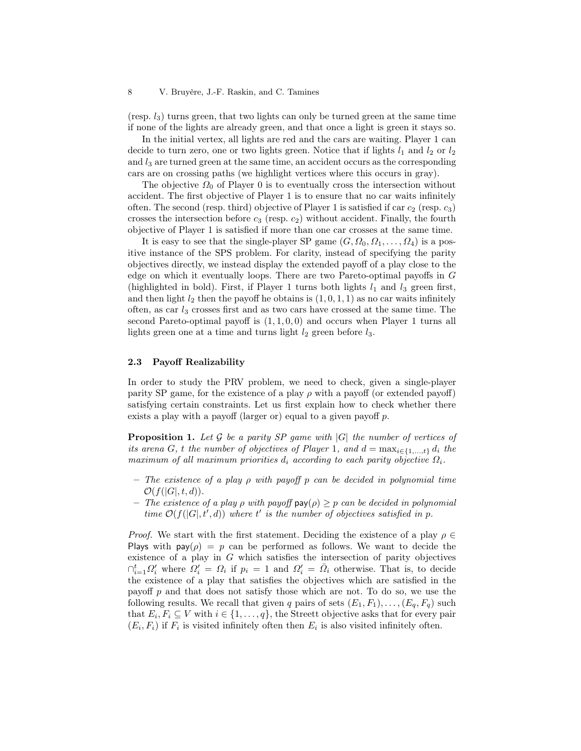(resp. $l_3$) turns green, that two lights can only be turned green at the same time if none of the lights are already green, and that once a light is green it stays so.

In the initial vertex, all lights are red and the cars are waiting. Player 1 can decide to turn zero, one or two lights green. Notice that if lights $l_1$ and $l_2$ or $l_2$ and $l_3$ are turned green at the same time, an accident occurs as the corresponding cars are on crossing paths (we highlight vertices where this occurs in gray).

The objective $\Omega_0$ of Player 0 is to eventually cross the intersection without accident. The first objective of Player 1 is to ensure that no car waits infinitely often. The second (resp. third) objective of Player 1 is satisfied if car $c_2$ (resp. $c_3$) crosses the intersection before $c_3$ (resp. $c_2$) without accident. Finally, the fourth objective of Player 1 is satisfied if more than one car crosses at the same time.

It is easy to see that the single-player SP game $(G, \Omega_0, \Omega_1, \ldots, \Omega_4)$ is a positive instance of the SPS problem. For clarity, instead of specifying the parity objectives directly, we instead display the extended payoff of a play close to the edge on which it eventually loops. There are two Pareto-optimal payoffs in $G$ (highlighted in bold). First, if Player 1 turns both lights $l_1$ and $l_3$ green first, and then light $l_2$ then the payoff he obtains is $(1, 0, 1, 1)$ as no car waits infinitely often, as car $l_3$ crosses first and as two cars have crossed at the same time. The second Pareto-optimal payoff is $(1, 1, 0, 0)$ and occurs when Player 1 turns all lights green one at a time and turns light $l_2$ green before $l_3$.

### 2.3 Payoff Realizability

In order to study the PRV problem, we need to check, given a single-player parity SP game, for the existence of a play $\rho$ with a payoff (or extended payoff) satisfying certain constraints. Let us first explain how to check whether there exists a play with a payoff (larger or) equal to a given payoff $p$.

**Proposition 1.** *Let $\mathcal{G}$ be a parity SP game with $|G|$ the number of vertices of its arena $G$, $t$ the number of objectives of Player 1, and $d = \max_{i \in \{1,\ldots,t\}} d_i$ the maximum of all maximum priorities $d_i$ according to each parity objective $\Omega_i$.*

- *The existence of a play $\rho$ with payoff $p$ can be decided in polynomial time $\mathcal{O}(f(|G|, t, d))$.*
- *The existence of a play $\rho$ with payoff $\mathsf{pay}(\rho) \geq p$ can be decided in polynomial time $\mathcal{O}(f(|G|, t', d))$ where $t'$ is the number of objectives satisfied in $p$.*

*Proof.* We start with the first statement. Deciding the existence of a play $\rho \in \mathsf{Plays}$ with $\mathsf{pay}(\rho) = p$ can be performed as follows. We want to decide the existence of a play in $G$ which satisfies the intersection of parity objectives $\cap_{i=1}^{t} \Omega_i'$ where $\Omega_i' = \Omega_i$ if $p_i = 1$ and $\Omega_i' = \bar{\Omega}_i$ otherwise. That is, to decide the existence of a play that satisfies the objectives which are satisfied in the payoff $p$ and that does not satisfy those which are not. To do so, we use the following results. We recall that given $q$ pairs of sets $(E_1, F_1), \ldots, (E_q, F_q)$ such that $E_i, F_i \subseteq V$ with $i \in \{1, \ldots, q\}$, the Streett objective asks that for every pair $(E_i, F_i)$ if $F_i$ is visited infinitely often then $E_i$ is also visited infinitely often.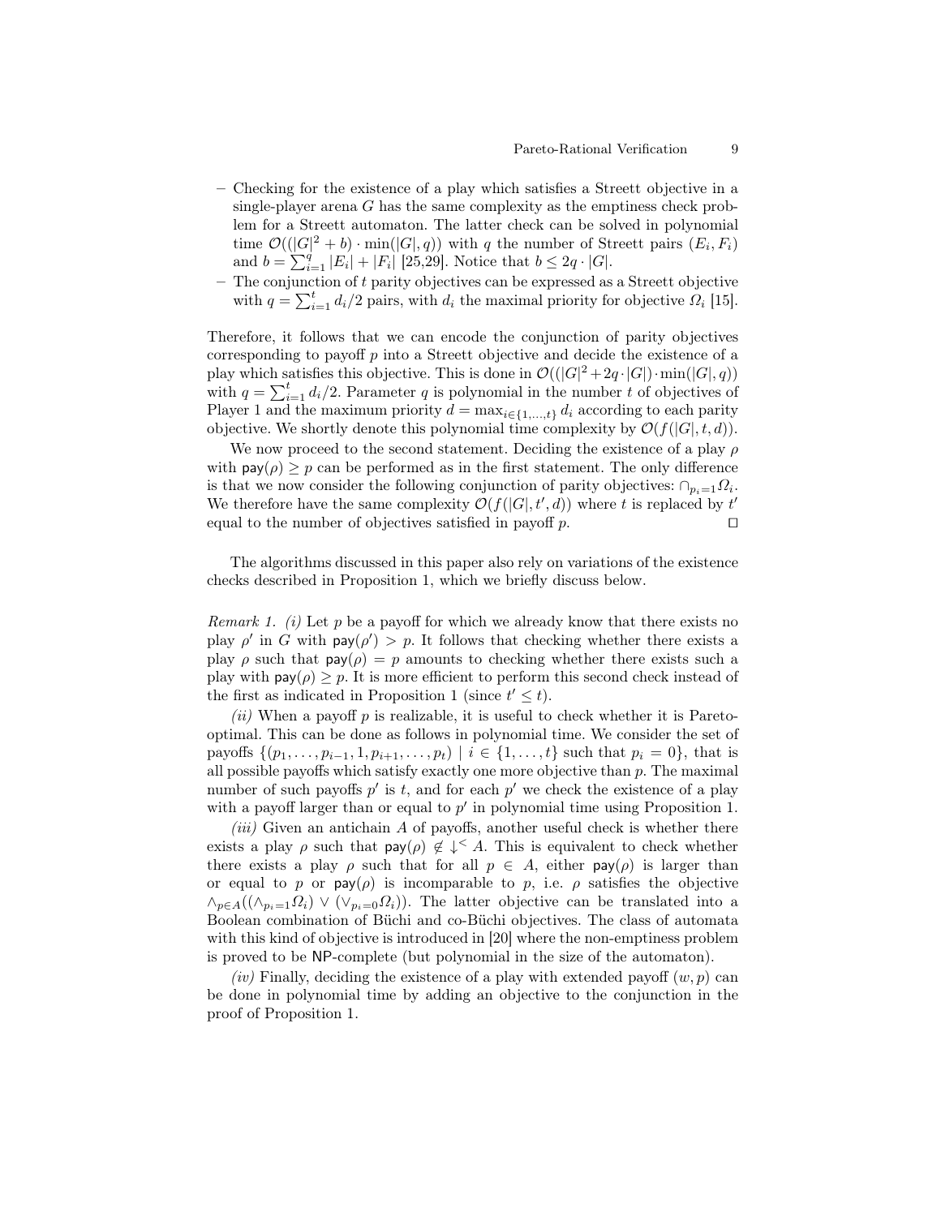- Checking for the existence of a play which satisfies a Streett objective in a single-player arena $G$ has the same complexity as the emptiness check problem for a Streett automaton. The latter check can be solved in polynomial time $\mathcal{O}((|G|^2 + b) \cdot \min(|G|, q))$ with $q$ the number of Streett pairs $(E_i, F_i)$ and $b = \sum_{i=1}^{q} |E_i| + |F_i|$ [25,29]. Notice that $b \leq 2q \cdot |G|$.
- The conjunction of $t$ parity objectives can be expressed as a Streett objective with $q = \sum_{i=1}^{t} d_i/2$ pairs, with $d_i$ the maximal priority for objective $\Omega_i$ [15].

Therefore, it follows that we can encode the conjunction of parity objectives corresponding to payoff $p$ into a Streett objective and decide the existence of a play which satisfies this objective. This is done in $\mathcal{O}((|G|^2 + 2q \cdot |G|) \cdot \min(|G|, q))$ with $q = \sum_{i=1}^{t} d_i/2$. Parameter $q$ is polynomial in the number $t$ of objectives of Player 1 and the maximum priority $d = \max_{i \in \{1,\dots,t\}} d_i$ according to each parity objective. We shortly denote this polynomial time complexity by $\mathcal{O}(f(|G|, t, d))$.

We now proceed to the second statement. Deciding the existence of a play $\rho$ with $\mathsf{pay}(\rho) \geq p$ can be performed as in the first statement. The only difference is that we now consider the following conjunction of parity objectives: $\cap_{p_i=1} \Omega_i$. We therefore have the same complexity $\mathcal{O}(f(|G|, t', d))$ where $t$ is replaced by $t'$ equal to the number of objectives satisfied in payoff $p$. $\square$

The algorithms discussed in this paper also rely on variations of the existence checks described in Proposition 1, which we briefly discuss below.

*Remark 1. (i)* Let $p$ be a payoff for which we already know that there exists no play $\rho'$ in $G$ with $\mathsf{pay}(\rho') > p$. It follows that checking whether there exists a play $\rho$ such that $\mathsf{pay}(\rho) = p$ amounts to checking whether there exists such a play with $\mathsf{pay}(\rho) \geq p$. It is more efficient to perform this second check instead of the first as indicated in Proposition 1 (since $t' \leq t$).

*(ii)* When a payoff $p$ is realizable, it is useful to check whether it is Pareto-optimal. This can be done as follows in polynomial time. We consider the set of payoffs $\{(p_1, \dots, p_{i-1}, 1, p_{i+1}, \dots, p_t) \mid i \in \{1, \dots, t\}$ such that $p_i = 0\}$, that is all possible payoffs which satisfy exactly one more objective than $p$. The maximal number of such payoffs $p'$ is $t$, and for each $p'$ we check the existence of a play with a payoff larger than or equal to $p'$ in polynomial time using Proposition 1.

*(iii)* Given an antichain $A$ of payoffs, another useful check is whether there exists a play $\rho$ such that $\mathsf{pay}(\rho) \notin \downarrow^{<} A$. This is equivalent to check whether there exists a play $\rho$ such that for all $p \in A$, either $\mathsf{pay}(\rho)$ is larger than or equal to $p$ or $\mathsf{pay}(\rho)$ is incomparable to $p$, i.e. $\rho$ satisfies the objective $\wedge_{p \in A}((\wedge_{p_i=1} \Omega_i) \vee (\vee_{p_i=0} \Omega_i))$. The latter objective can be translated into a Boolean combination of Büchi and co-Büchi objectives. The class of automata with this kind of objective is introduced in [20] where the non-emptiness problem is proved to be NP-complete (but polynomial in the size of the automaton).

*(iv)* Finally, deciding the existence of a play with extended payoff $(w, p)$ can be done in polynomial time by adding an objective to the conjunction in the proof of Proposition 1.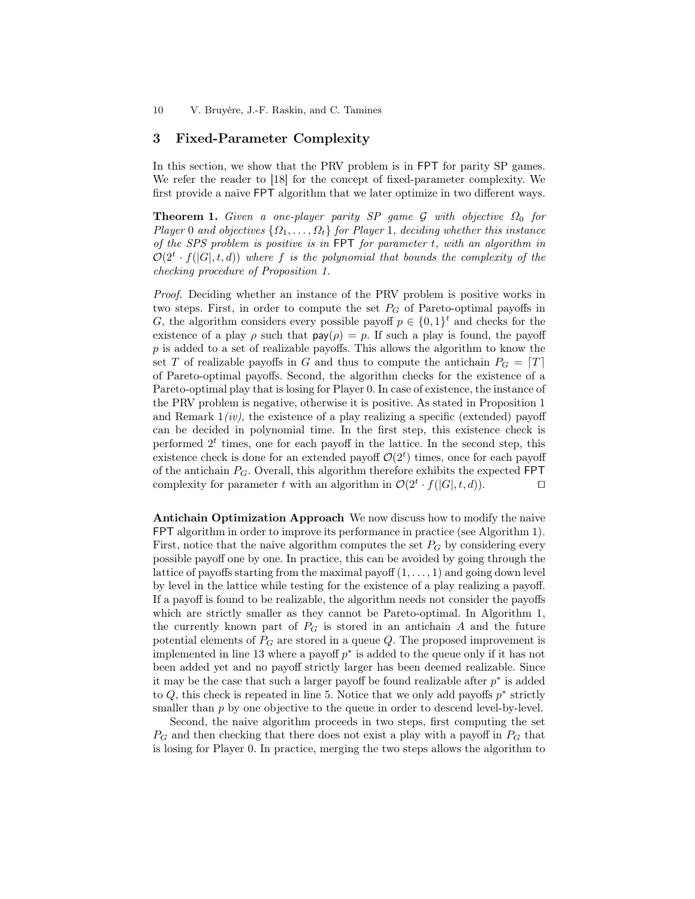## 3 Fixed-Parameter Complexity

In this section, we show that the PRV problem is in FPT for parity SP games. We refer the reader to [18] for the concept of fixed-parameter complexity. We first provide a naive FPT algorithm that we later optimize in two different ways.

**Theorem 1.** *Given a one-player parity SP game $\mathcal{G}$ with objective $\Omega_0$ for Player 0 and objectives $\{\Omega_1, \ldots, \Omega_t\}$ for Player 1, deciding whether this instance of the SPS problem is positive is in* FPT *for parameter $t$, with an algorithm in $\mathcal{O}(2^t \cdot f(|G|, t, d))$ where $f$ is the polynomial that bounds the complexity of the checking procedure of Proposition 1.*

*Proof.* Deciding whether an instance of the PRV problem is positive works in two steps. First, in order to compute the set $P_G$ of Pareto-optimal payoffs in $G$, the algorithm considers every possible payoff $p \in \{0,1\}^t$ and checks for the existence of a play $\rho$ such that $\mathsf{pay}(\rho) = p$. If such a play is found, the payoff $p$ is added to a set of realizable payoffs. This allows the algorithm to know the set $T$ of realizable payoffs in $G$ and thus to compute the antichain $P_G = \lceil T \rceil$ of Pareto-optimal payoffs. Second, the algorithm checks for the existence of a Pareto-optimal play that is losing for Player 0. In case of existence, the instance of the PRV problem is negative, otherwise it is positive. As stated in Proposition 1 and Remark 1*(iv)*, the existence of a play realizing a specific (extended) payoff can be decided in polynomial time. In the first step, this existence check is performed $2^t$ times, one for each payoff in the lattice. In the second step, this existence check is done for an extended payoff $\mathcal{O}(2^t)$ times, once for each payoff of the antichain $P_G$. Overall, this algorithm therefore exhibits the expected FPT complexity for parameter $t$ with an algorithm in $\mathcal{O}(2^t \cdot f(|G|, t, d))$. $\square$

**Antichain Optimization Approach** We now discuss how to modify the naive FPT algorithm in order to improve its performance in practice (see Algorithm 1). First, notice that the naive algorithm computes the set $P_G$ by considering every possible payoff one by one. In practice, this can be avoided by going through the lattice of payoffs starting from the maximal payoff $(1, \ldots, 1)$ and going down level by level in the lattice while testing for the existence of a play realizing a payoff. If a payoff is found to be realizable, the algorithm needs not consider the payoffs which are strictly smaller as they cannot be Pareto-optimal. In Algorithm 1, the currently known part of $P_G$ is stored in an antichain $A$ and the future potential elements of $P_G$ are stored in a queue $Q$. The proposed improvement is implemented in line 13 where a payoff $p^*$ is added to the queue only if it has not been added yet and no payoff strictly larger has been deemed realizable. Since it may be the case that such a larger payoff be found realizable after $p^*$ is added to $Q$, this check is repeated in line 5. Notice that we only add payoffs $p^*$ strictly smaller than $p$ by one objective to the queue in order to descend level-by-level.

Second, the naive algorithm proceeds in two steps, first computing the set $P_G$ and then checking that there does not exist a play with a payoff in $P_G$ that is losing for Player 0. In practice, merging the two steps allows the algorithm to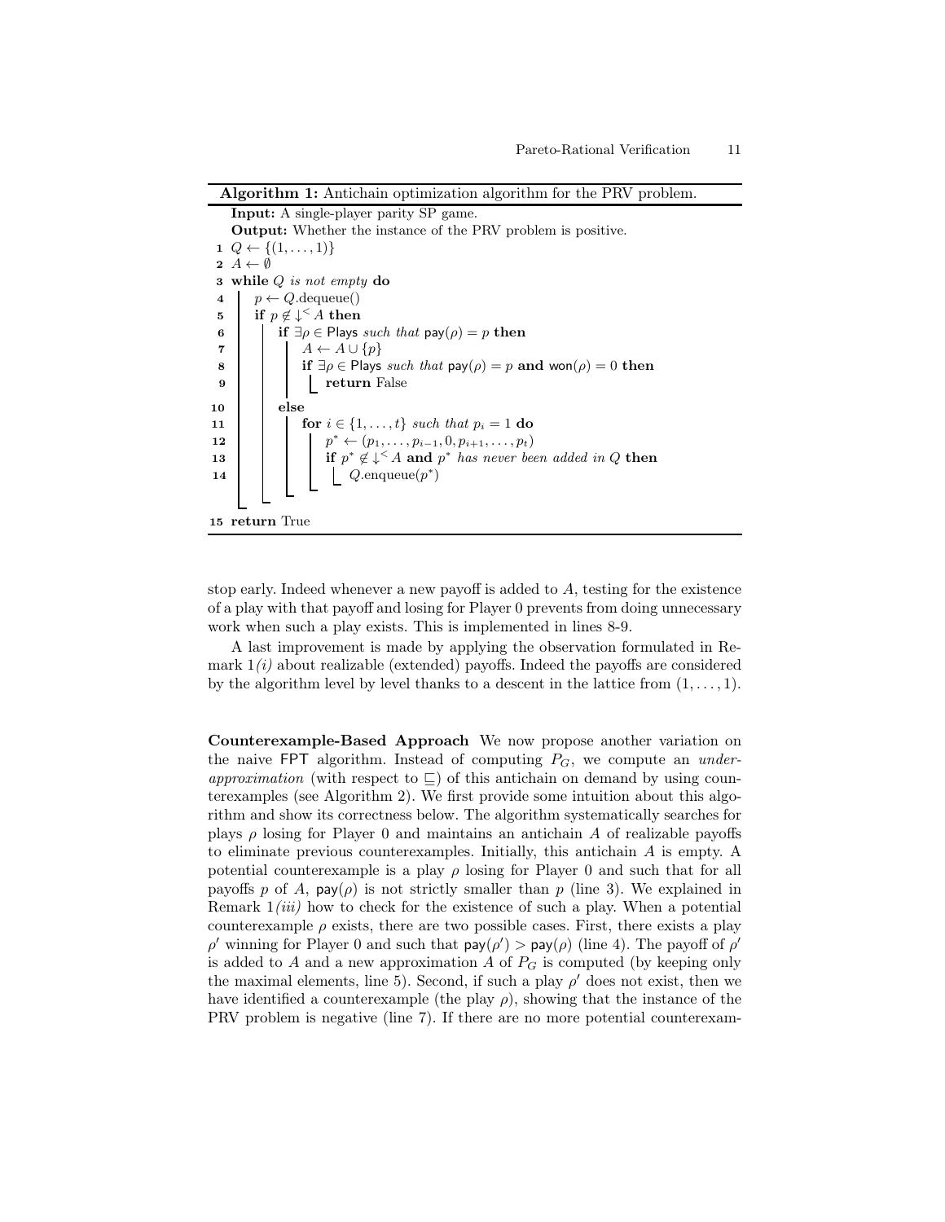**Algorithm 1:** Antichain optimization algorithm for the PRV problem.

```
   Input: A single-player parity SP game.
   Output: Whether the instance of the PRV problem is positive.
 1 Q ← {(1,...,1)}
 2 A ← ∅
 3 while Q is not empty do
 4     p ← Q.dequeue()
 5     if p ∉ ↓< A then
 6         if ∃ρ ∈ Plays such that pay(ρ) = p then
 7             A ← A ∪ {p}
 8             if ∃ρ ∈ Plays such that pay(ρ) = p and won(ρ) = 0 then
 9                 return False
10         else
11             for i ∈ {1,...,t} such that p_i = 1 do
12                 p* ← (p_1,...,p_{i-1}, 0, p_{i+1},...,p_t)
13                 if p* ∉ ↓< A and p* has never been added in Q then
14                     Q.enqueue(p*)
15 return True
```

stop early. Indeed whenever a new payoff is added to $A$, testing for the existence of a play with that payoff and losing for Player 0 prevents from doing unnecessary work when such a play exists. This is implemented in lines 8-9.

A last improvement is made by applying the observation formulated in Remark 1*(i)* about realizable (extended) payoffs. Indeed the payoffs are considered by the algorithm level by level thanks to a descent in the lattice from $(1, \dots, 1)$.

**Counterexample-Based Approach** We now propose another variation on the naive FPT algorithm. Instead of computing $P_G$, we compute an *under-approximation* (with respect to $\sqsubseteq$) of this antichain on demand by using counterexamples (see Algorithm 2). We first provide some intuition about this algorithm and show its correctness below. The algorithm systematically searches for plays $\rho$ losing for Player 0 and maintains an antichain $A$ of realizable payoffs to eliminate previous counterexamples. Initially, this antichain $A$ is empty. A potential counterexample is a play $\rho$ losing for Player 0 and such that for all payoffs $p$ of $A$, $\mathsf{pay}(\rho)$ is not strictly smaller than $p$ (line 3). We explained in Remark 1*(iii)* how to check for the existence of such a play. When a potential counterexample $\rho$ exists, there are two possible cases. First, there exists a play $\rho'$ winning for Player 0 and such that $\mathsf{pay}(\rho') > \mathsf{pay}(\rho)$ (line 4). The payoff of $\rho'$ is added to $A$ and a new approximation $A$ of $P_G$ is computed (by keeping only the maximal elements, line 5). Second, if such a play $\rho'$ does not exist, then we have identified a counterexample (the play $\rho$), showing that the instance of the PRV problem is negative (line 7). If there are no more potential counterexam-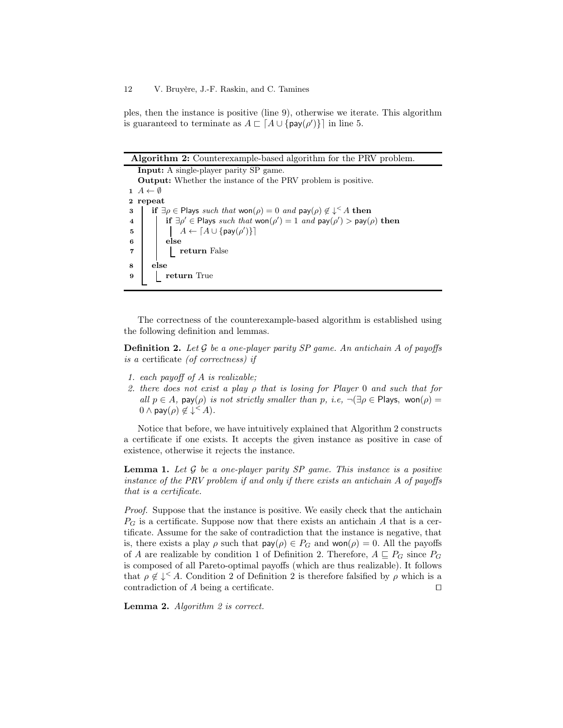ples, then the instance is positive (line 9), otherwise we iterate. This algorithm is guaranteed to terminate as $A \sqsubset \lceil A \cup \{\mathsf{pay}(\rho')\} \rceil$ in line 5.

---

**Algorithm 2:** Counterexample-based algorithm for the PRV problem.

**Input:** A single-player parity SP game.
**Output:** Whether the instance of the PRV problem is positive.

```
1  A ← ∅
2  repeat
3      if ∃ρ ∈ Plays such that won(ρ) = 0 and pay(ρ) ∉ ↓< A then
4          if ∃ρ' ∈ Plays such that won(ρ') = 1 and pay(ρ') > pay(ρ) then
5              A ← ⌈A ∪ {pay(ρ')}⌉
6          else
7              return False
8      else
9          return True
```

---

The correctness of the counterexample-based algorithm is established using the following definition and lemmas.

**Definition 2.** *Let $\mathcal{G}$ be a one-player parity SP game. An antichain $A$ of payoffs is a* certificate *(of correctness) if*

1. *each payoff of $A$ is realizable;*
2. *there does not exist a play $\rho$ that is losing for Player 0 and such that for all $p \in A$, $\mathsf{pay}(\rho)$ is not strictly smaller than $p$, i.e, $\neg(\exists \rho \in \mathsf{Plays},\ \mathsf{won}(\rho) = 0 \wedge \mathsf{pay}(\rho) \notin \downarrow^{<} A)$.*

Notice that before, we have intuitively explained that Algorithm 2 constructs a certificate if one exists. It accepts the given instance as positive in case of existence, otherwise it rejects the instance.

**Lemma 1.** *Let $\mathcal{G}$ be a one-player parity SP game. This instance is a positive instance of the PRV problem if and only if there exists an antichain $A$ of payoffs that is a certificate.*

*Proof.* Suppose that the instance is positive. We easily check that the antichain $P_G$ is a certificate. Suppose now that there exists an antichain $A$ that is a certificate. Assume for the sake of contradiction that the instance is negative, that is, there exists a play $\rho$ such that $\mathsf{pay}(\rho) \in P_G$ and $\mathsf{won}(\rho) = 0$. All the payoffs of $A$ are realizable by condition 1 of Definition 2. Therefore, $A \sqsubseteq P_G$ since $P_G$ is composed of all Pareto-optimal payoffs (which are thus realizable). It follows that $\rho \notin \downarrow^{<} A$. Condition 2 of Definition 2 is therefore falsified by $\rho$ which is a contradiction of $A$ being a certificate. ☐

**Lemma 2.** *Algorithm 2 is correct.*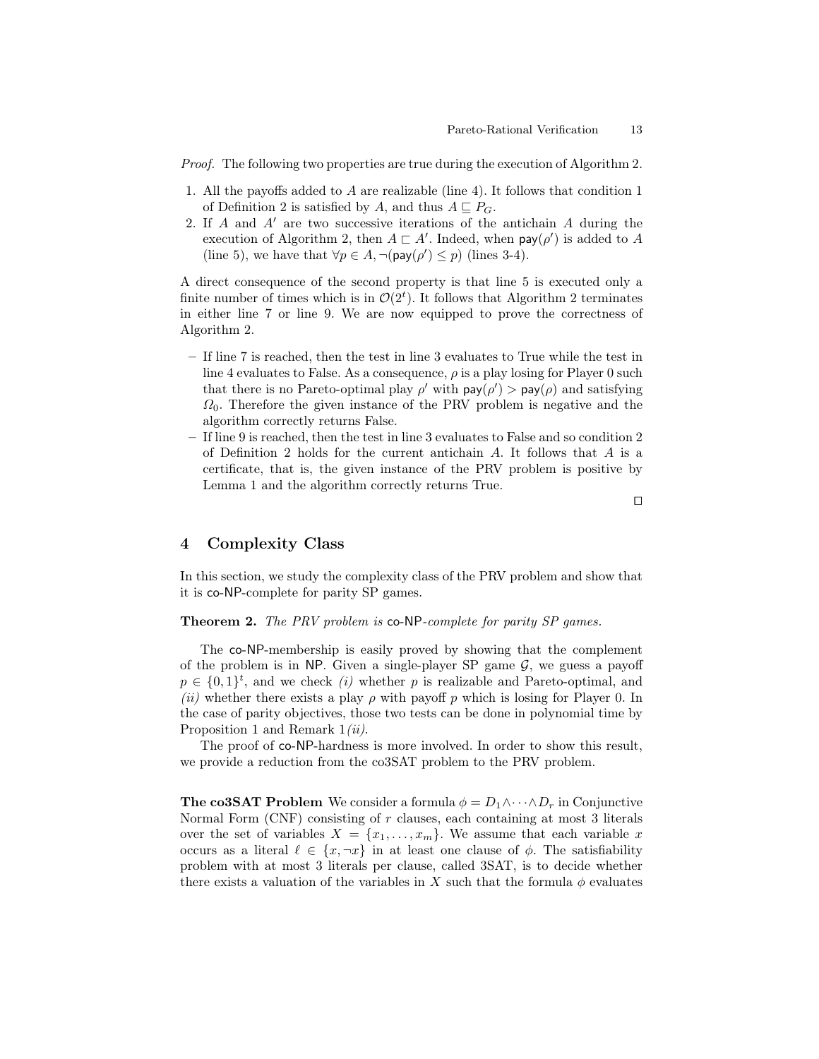*Proof.* The following two properties are true during the execution of Algorithm 2.

1. All the payoffs added to $A$ are realizable (line 4). It follows that condition 1 of Definition 2 is satisfied by $A$, and thus $A \sqsubseteq P_G$.
2. If $A$ and $A'$ are two successive iterations of the antichain $A$ during the execution of Algorithm 2, then $A \sqsubset A'$. Indeed, when $\mathsf{pay}(\rho')$ is added to $A$ (line 5), we have that $\forall p \in A, \neg(\mathsf{pay}(\rho') \leq p)$ (lines 3-4).

A direct consequence of the second property is that line 5 is executed only a finite number of times which is in $\mathcal{O}(2^t)$. It follows that Algorithm 2 terminates in either line 7 or line 9. We are now equipped to prove the correctness of Algorithm 2.

- If line 7 is reached, then the test in line 3 evaluates to True while the test in line 4 evaluates to False. As a consequence, $\rho$ is a play losing for Player 0 such that there is no Pareto-optimal play $\rho'$ with $\mathsf{pay}(\rho') > \mathsf{pay}(\rho)$ and satisfying $\Omega_0$. Therefore the given instance of the PRV problem is negative and the algorithm correctly returns False.
- If line 9 is reached, then the test in line 3 evaluates to False and so condition 2 of Definition 2 holds for the current antichain $A$. It follows that $A$ is a certificate, that is, the given instance of the PRV problem is positive by Lemma 1 and the algorithm correctly returns True.

□

## 4 Complexity Class

In this section, we study the complexity class of the PRV problem and show that it is co-NP-complete for parity SP games.

**Theorem 2.** *The PRV problem is* co-NP*-complete for parity SP games.*

The co-NP-membership is easily proved by showing that the complement of the problem is in NP. Given a single-player SP game $\mathcal{G}$, we guess a payoff $p \in \{0,1\}^t$, and we check *(i)* whether $p$ is realizable and Pareto-optimal, and *(ii)* whether there exists a play $\rho$ with payoff $p$ which is losing for Player 0. In the case of parity objectives, those two tests can be done in polynomial time by Proposition 1 and Remark 1*(ii)*.

The proof of co-NP-hardness is more involved. In order to show this result, we provide a reduction from the co3SAT problem to the PRV problem.

**The co3SAT Problem** We consider a formula $\phi = D_1 \wedge \cdots \wedge D_r$ in Conjunctive Normal Form (CNF) consisting of $r$ clauses, each containing at most 3 literals over the set of variables $X = \{x_1, \ldots, x_m\}$. We assume that each variable $x$ occurs as a literal $\ell \in \{x, \neg x\}$ in at least one clause of $\phi$. The satisfiability problem with at most 3 literals per clause, called 3SAT, is to decide whether there exists a valuation of the variables in $X$ such that the formula $\phi$ evaluates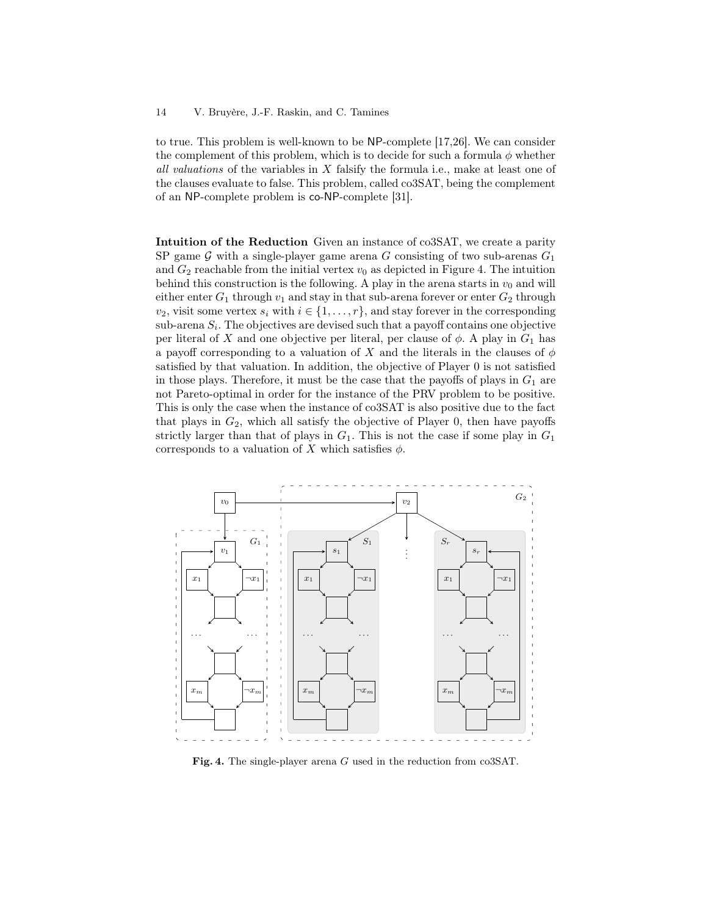to true. This problem is well-known to be NP-complete [17,26]. We can consider the complement of this problem, which is to decide for such a formula $\phi$ whether *all valuations* of the variables in $X$ falsify the formula i.e., make at least one of the clauses evaluate to false. This problem, called co3SAT, being the complement of an NP-complete problem is co-NP-complete [31].

**Intuition of the Reduction** Given an instance of co3SAT, we create a parity SP game $\mathcal{G}$ with a single-player game arena $G$ consisting of two sub-arenas $G_1$ and $G_2$ reachable from the initial vertex $v_0$ as depicted in Figure 4. The intuition behind this construction is the following. A play in the arena starts in $v_0$ and will either enter $G_1$ through $v_1$ and stay in that sub-arena forever or enter $G_2$ through $v_2$, visit some vertex $s_i$ with $i \in \{1, \ldots, r\}$, and stay forever in the corresponding sub-arena $S_i$. The objectives are devised such that a payoff contains one objective per literal of $X$ and one objective per literal, per clause of $\phi$. A play in $G_1$ has a payoff corresponding to a valuation of $X$ and the literals in the clauses of $\phi$ satisfied by that valuation. In addition, the objective of Player 0 is not satisfied in those plays. Therefore, it must be the case that the payoffs of plays in $G_1$ are not Pareto-optimal in order for the instance of the PRV problem to be positive. This is only the case when the instance of co3SAT is also positive due to the fact that plays in $G_2$, which all satisfy the objective of Player 0, then have payoffs strictly larger than that of plays in $G_1$. This is not the case if some play in $G_1$ corresponds to a valuation of $X$ which satisfies $\phi$.

**Fig. 4.** The single-player arena $G$ used in the reduction from co3SAT.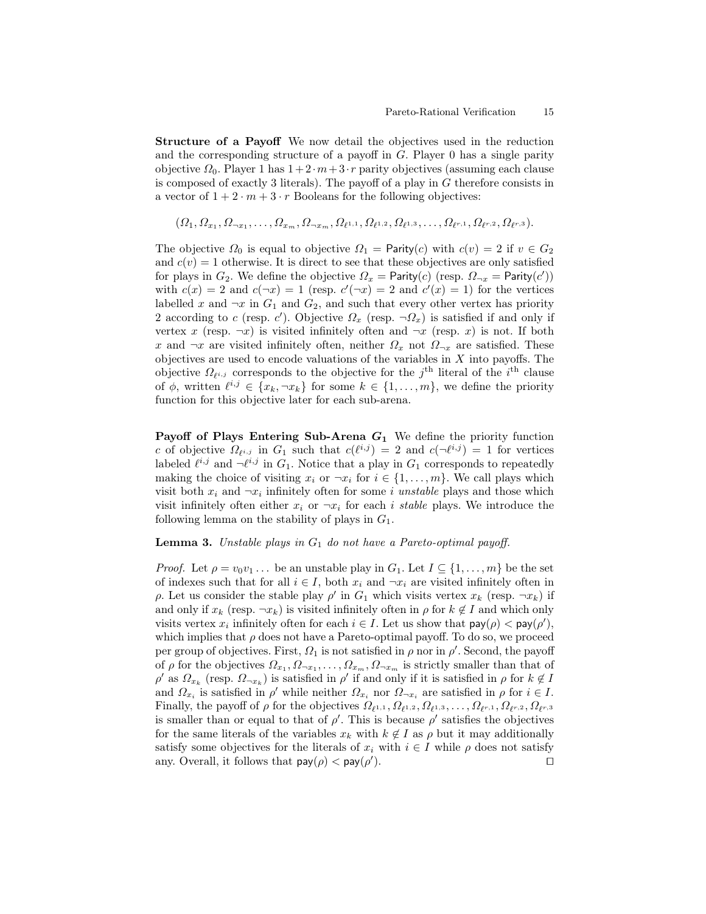**Structure of a Payoff** We now detail the objectives used in the reduction and the corresponding structure of a payoff in $G$. Player 0 has a single parity objective $\Omega_0$. Player 1 has $1 + 2 \cdot m + 3 \cdot r$ parity objectives (assuming each clause is composed of exactly 3 literals). The payoff of a play in $G$ therefore consists in a vector of $1 + 2 \cdot m + 3 \cdot r$ Booleans for the following objectives:

$$(\Omega_1, \Omega_{x_1}, \Omega_{\neg x_1}, \ldots, \Omega_{x_m}, \Omega_{\neg x_m}, \Omega_{\ell^{1,1}}, \Omega_{\ell^{1,2}}, \Omega_{\ell^{1,3}}, \ldots, \Omega_{\ell^{r,1}}, \Omega_{\ell^{r,2}}, \Omega_{\ell^{r,3}}).$$

The objective $\Omega_0$ is equal to objective $\Omega_1 = \mathsf{Parity}(c)$ with $c(v) = 2$ if $v \in G_2$ and $c(v) = 1$ otherwise. It is direct to see that these objectives are only satisfied for plays in $G_2$. We define the objective $\Omega_x = \mathsf{Parity}(c)$ (resp. $\Omega_{\neg x} = \mathsf{Parity}(c')$) with $c(x) = 2$ and $c(\neg x) = 1$ (resp. $c'(\neg x) = 2$ and $c'(x) = 1$) for the vertices labelled $x$ and $\neg x$ in $G_1$ and $G_2$, and such that every other vertex has priority 2 according to $c$ (resp. $c'$). Objective $\Omega_x$ (resp. $\neg \Omega_x$) is satisfied if and only if vertex $x$ (resp. $\neg x$) is visited infinitely often and $\neg x$ (resp. $x$) is not. If both $x$ and $\neg x$ are visited infinitely often, neither $\Omega_x$ not $\Omega_{\neg x}$ are satisfied. These objectives are used to encode valuations of the variables in $X$ into payoffs. The objective $\Omega_{\ell^{i,j}}$ corresponds to the objective for the $j^{\text{th}}$ literal of the $i^{\text{th}}$ clause of $\phi$, written $\ell^{i,j} \in \{x_k, \neg x_k\}$ for some $k \in \{1, \ldots, m\}$, we define the priority function for this objective later for each sub-arena.

**Payoff of Plays Entering Sub-Arena $G_1$** We define the priority function $c$ of objective $\Omega_{\ell^{i,j}}$ in $G_1$ such that $c(\ell^{i,j}) = 2$ and $c(\neg \ell^{i,j}) = 1$ for vertices labeled $\ell^{i,j}$ and $\neg \ell^{i,j}$ in $G_1$. Notice that a play in $G_1$ corresponds to repeatedly making the choice of visiting $x_i$ or $\neg x_i$ for $i \in \{1, \ldots, m\}$. We call plays which visit both $x_i$ and $\neg x_i$ infinitely often for some $i$ *unstable* plays and those which visit infinitely often either $x_i$ or $\neg x_i$ for each $i$ *stable* plays. We introduce the following lemma on the stability of plays in $G_1$.

**Lemma 3.** *Unstable plays in $G_1$ do not have a Pareto-optimal payoff.*

*Proof.* Let $\rho = v_0 v_1 \ldots$ be an unstable play in $G_1$. Let $I \subseteq \{1, \ldots, m\}$ be the set of indexes such that for all $i \in I$, both $x_i$ and $\neg x_i$ are visited infinitely often in $\rho$. Let us consider the stable play $\rho'$ in $G_1$ which visits vertex $x_k$ (resp. $\neg x_k$) if and only if $x_k$ (resp. $\neg x_k$) is visited infinitely often in $\rho$ for $k \notin I$ and which only visits vertex $x_i$ infinitely often for each $i \in I$. Let us show that $\mathsf{pay}(\rho) < \mathsf{pay}(\rho')$, which implies that $\rho$ does not have a Pareto-optimal payoff. To do so, we proceed per group of objectives. First, $\Omega_1$ is not satisfied in $\rho$ nor in $\rho'$. Second, the payoff of $\rho$ for the objectives $\Omega_{x_1}, \Omega_{\neg x_1}, \ldots, \Omega_{x_m}, \Omega_{\neg x_m}$ is strictly smaller than that of $\rho'$ as $\Omega_{x_k}$ (resp. $\Omega_{\neg x_k}$) is satisfied in $\rho'$ if and only if it is satisfied in $\rho$ for $k \notin I$ and $\Omega_{x_i}$ is satisfied in $\rho'$ while neither $\Omega_{x_i}$ nor $\Omega_{\neg x_i}$ are satisfied in $\rho$ for $i \in I$. Finally, the payoff of $\rho$ for the objectives $\Omega_{\ell^{1,1}}, \Omega_{\ell^{1,2}}, \Omega_{\ell^{1,3}}, \ldots, \Omega_{\ell^{r,1}}, \Omega_{\ell^{r,2}}, \Omega_{\ell^{r,3}}$ is smaller than or equal to that of $\rho'$. This is because $\rho'$ satisfies the objectives for the same literals of the variables $x_k$ with $k \notin I$ as $\rho$ but it may additionally satisfy some objectives for the literals of $x_i$ with $i \in I$ while $\rho$ does not satisfy any. Overall, it follows that $\mathsf{pay}(\rho) < \mathsf{pay}(\rho')$. $\square$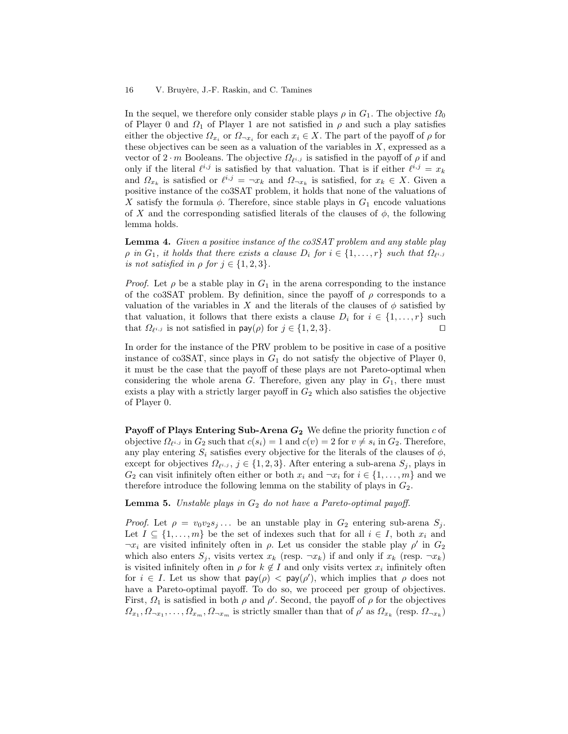In the sequel, we therefore only consider stable plays $\rho$ in $G_1$. The objective $\Omega_0$ of Player 0 and $\Omega_1$ of Player 1 are not satisfied in $\rho$ and such a play satisfies either the objective $\Omega_{x_i}$ or $\Omega_{\neg x_i}$ for each $x_i \in X$. The part of the payoff of $\rho$ for these objectives can be seen as a valuation of the variables in $X$, expressed as a vector of $2 \cdot m$ Booleans. The objective $\Omega_{\ell^{i,j}}$ is satisfied in the payoff of $\rho$ if and only if the literal $\ell^{i,j}$ is satisfied by that valuation. That is if either $\ell^{i,j} = x_k$ and $\Omega_{x_k}$ is satisfied or $\ell^{i,j} = \neg x_k$ and $\Omega_{\neg x_k}$ is satisfied, for $x_k \in X$. Given a positive instance of the co3SAT problem, it holds that none of the valuations of $X$ satisfy the formula $\phi$. Therefore, since stable plays in $G_1$ encode valuations of $X$ and the corresponding satisfied literals of the clauses of $\phi$, the following lemma holds.

**Lemma 4.** *Given a positive instance of the co3SAT problem and any stable play $\rho$ in $G_1$, it holds that there exists a clause $D_i$ for $i \in \{1, \ldots, r\}$ such that $\Omega_{\ell^{i,j}}$ is not satisfied in $\rho$ for $j \in \{1, 2, 3\}$.*

*Proof.* Let $\rho$ be a stable play in $G_1$ in the arena corresponding to the instance of the co3SAT problem. By definition, since the payoff of $\rho$ corresponds to a valuation of the variables in $X$ and the literals of the clauses of $\phi$ satisfied by that valuation, it follows that there exists a clause $D_i$ for $i \in \{1, \ldots, r\}$ such that $\Omega_{\ell^{i,j}}$ is not satisfied in $\mathsf{pay}(\rho)$ for $j \in \{1, 2, 3\}$. ◻

In order for the instance of the PRV problem to be positive in case of a positive instance of co3SAT, since plays in $G_1$ do not satisfy the objective of Player 0, it must be the case that the payoff of these plays are not Pareto-optimal when considering the whole arena $G$. Therefore, given any play in $G_1$, there must exists a play with a strictly larger payoff in $G_2$ which also satisfies the objective of Player 0.

**Payoff of Plays Entering Sub-Arena $G_2$** We define the priority function $c$ of objective $\Omega_{\ell^{i,j}}$ in $G_2$ such that $c(s_i) = 1$ and $c(v) = 2$ for $v \neq s_i$ in $G_2$. Therefore, any play entering $S_i$ satisfies every objective for the literals of the clauses of $\phi$, except for objectives $\Omega_{\ell^{i,j}}$, $j \in \{1, 2, 3\}$. After entering a sub-arena $S_j$, plays in $G_2$ can visit infinitely often either or both $x_i$ and $\neg x_i$ for $i \in \{1, \ldots, m\}$ and we therefore introduce the following lemma on the stability of plays in $G_2$.

**Lemma 5.** *Unstable plays in $G_2$ do not have a Pareto-optimal payoff.*

*Proof.* Let $\rho = v_0 v_2 s_j \ldots$ be an unstable play in $G_2$ entering sub-arena $S_j$. Let $I \subseteq \{1, \ldots, m\}$ be the set of indexes such that for all $i \in I$, both $x_i$ and $\neg x_i$ are visited infinitely often in $\rho$. Let us consider the stable play $\rho'$ in $G_2$ which also enters $S_j$, visits vertex $x_k$ (resp. $\neg x_k$) if and only if $x_k$ (resp. $\neg x_k$) is visited infinitely often in $\rho$ for $k \notin I$ and only visits vertex $x_i$ infinitely often for $i \in I$. Let us show that $\mathsf{pay}(\rho) < \mathsf{pay}(\rho')$, which implies that $\rho$ does not have a Pareto-optimal payoff. To do so, we proceed per group of objectives. First, $\Omega_1$ is satisfied in both $\rho$ and $\rho'$. Second, the payoff of $\rho$ for the objectives $\Omega_{x_1}, \Omega_{\neg x_1}, \ldots, \Omega_{x_m}, \Omega_{\neg x_m}$ is strictly smaller than that of $\rho'$ as $\Omega_{x_k}$ (resp. $\Omega_{\neg x_k}$)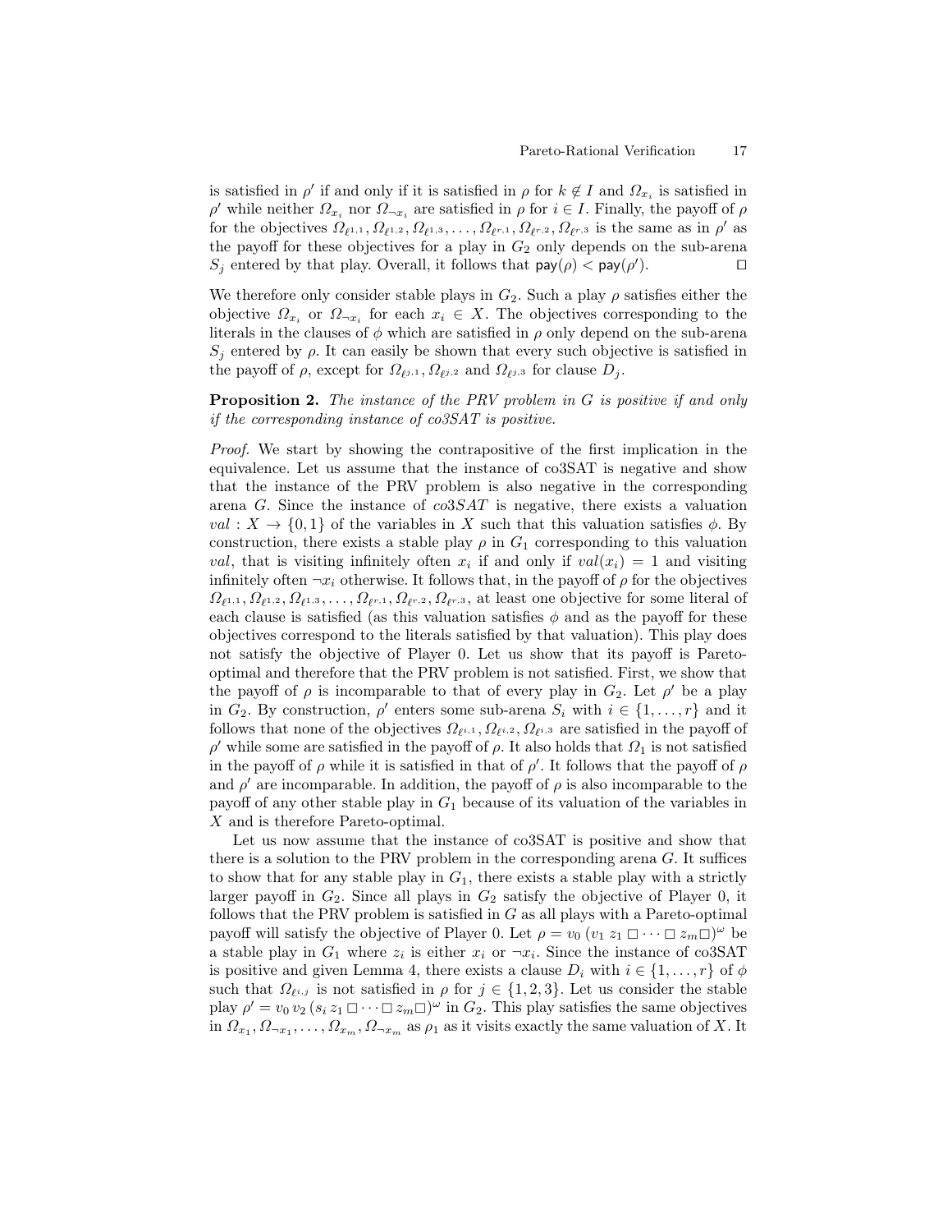is satisfied in $\rho'$ if and only if it is satisfied in $\rho$ for $k \notin I$ and $\Omega_{x_i}$ is satisfied in $\rho'$ while neither $\Omega_{x_i}$ nor $\Omega_{\neg x_i}$ are satisfied in $\rho$ for $i \in I$. Finally, the payoff of $\rho$ for the objectives $\Omega_{\ell^{1,1}}, \Omega_{\ell^{1,2}}, \Omega_{\ell^{1,3}}, \dots, \Omega_{\ell^{r,1}}, \Omega_{\ell^{r,2}}, \Omega_{\ell^{r,3}}$ is the same as in $\rho'$ as the payoff for these objectives for a play in $G_2$ only depends on the sub-arena $S_j$ entered by that play. Overall, it follows that $\mathsf{pay}(\rho) < \mathsf{pay}(\rho')$. □

We therefore only consider stable plays in $G_2$. Such a play $\rho$ satisfies either the objective $\Omega_{x_i}$ or $\Omega_{\neg x_i}$ for each $x_i \in X$. The objectives corresponding to the literals in the clauses of $\phi$ which are satisfied in $\rho$ only depend on the sub-arena $S_j$ entered by $\rho$. It can easily be shown that every such objective is satisfied in the payoff of $\rho$, except for $\Omega_{\ell^{j,1}}, \Omega_{\ell^{j,2}}$ and $\Omega_{\ell^{j,3}}$ for clause $D_j$.

**Proposition 2.** *The instance of the PRV problem in $G$ is positive if and only if the corresponding instance of co3SAT is positive.*

*Proof.* We start by showing the contrapositive of the first implication in the equivalence. Let us assume that the instance of co3SAT is negative and show that the instance of the PRV problem is also negative in the corresponding arena $G$. Since the instance of $co3SAT$ is negative, there exists a valuation $val : X \to \{0, 1\}$ of the variables in $X$ such that this valuation satisfies $\phi$. By construction, there exists a stable play $\rho$ in $G_1$ corresponding to this valuation $val$, that is visiting infinitely often $x_i$ if and only if $val(x_i) = 1$ and visiting infinitely often $\neg x_i$ otherwise. It follows that, in the payoff of $\rho$ for the objectives $\Omega_{\ell^{1,1}}, \Omega_{\ell^{1,2}}, \Omega_{\ell^{1,3}}, \dots, \Omega_{\ell^{r,1}}, \Omega_{\ell^{r,2}}, \Omega_{\ell^{r,3}}$, at least one objective for some literal of each clause is satisfied (as this valuation satisfies $\phi$ and as the payoff for these objectives correspond to the literals satisfied by that valuation). This play does not satisfy the objective of Player 0. Let us show that its payoff is Pareto-optimal and therefore that the PRV problem is not satisfied. First, we show that the payoff of $\rho$ is incomparable to that of every play in $G_2$. Let $\rho'$ be a play in $G_2$. By construction, $\rho'$ enters some sub-arena $S_i$ with $i \in \{1, \dots, r\}$ and it follows that none of the objectives $\Omega_{\ell^{i,1}}, \Omega_{\ell^{i,2}}, \Omega_{\ell^{i,3}}$ are satisfied in the payoff of $\rho'$ while some are satisfied in the payoff of $\rho$. It also holds that $\Omega_1$ is not satisfied in the payoff of $\rho$ while it is satisfied in that of $\rho'$. It follows that the payoff of $\rho$ and $\rho'$ are incomparable. In addition, the payoff of $\rho$ is also incomparable to the payoff of any other stable play in $G_1$ because of its valuation of the variables in $X$ and is therefore Pareto-optimal.

Let us now assume that the instance of co3SAT is positive and show that there is a solution to the PRV problem in the corresponding arena $G$. It suffices to show that for any stable play in $G_1$, there exists a stable play with a strictly larger payoff in $G_2$. Since all plays in $G_2$ satisfy the objective of Player 0, it follows that the PRV problem is satisfied in $G$ as all plays with a Pareto-optimal payoff will satisfy the objective of Player 0. Let $\rho = v_0 \, (v_1 \, z_1 \, \square \cdots \square \, z_m \square)^\omega$ be a stable play in $G_1$ where $z_i$ is either $x_i$ or $\neg x_i$. Since the instance of co3SAT is positive and given Lemma 4, there exists a clause $D_i$ with $i \in \{1, \dots, r\}$ of $\phi$ such that $\Omega_{\ell^{i,j}}$ is not satisfied in $\rho$ for $j \in \{1, 2, 3\}$. Let us consider the stable play $\rho' = v_0 \, v_2 \, (s_i \, z_1 \, \square \cdots \square \, z_m \square)^\omega$ in $G_2$. This play satisfies the same objectives in $\Omega_{x_1}, \Omega_{\neg x_1}, \dots, \Omega_{x_m}, \Omega_{\neg x_m}$ as $\rho_1$ as it visits exactly the same valuation of $X$. It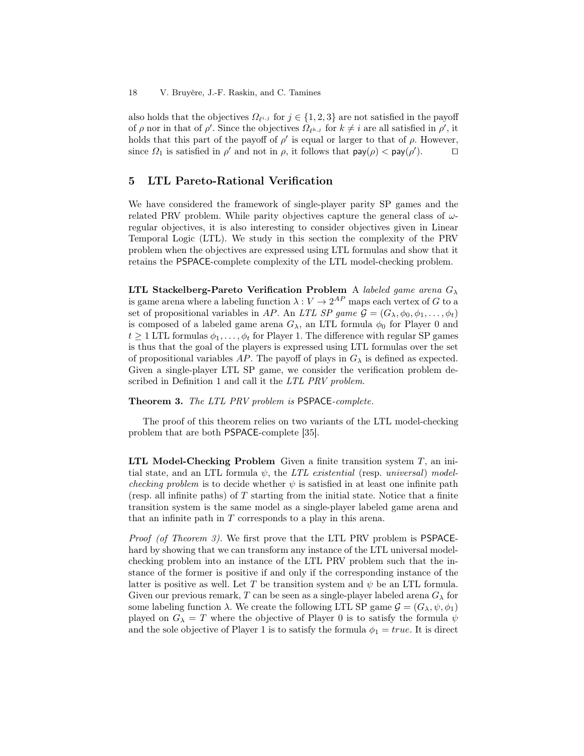also holds that the objectives $\Omega_{\ell^{i,j}}$ for $j \in \{1, 2, 3\}$ are not satisfied in the payoff of $\rho$ nor in that of $\rho'$. Since the objectives $\Omega_{\ell^{k,j}}$ for $k \neq i$ are all satisfied in $\rho'$, it holds that this part of the payoff of $\rho'$ is equal or larger to that of $\rho$. However, since $\Omega_1$ is satisfied in $\rho'$ and not in $\rho$, it follows that $\mathsf{pay}(\rho) < \mathsf{pay}(\rho')$. $\square$

## 5 LTL Pareto-Rational Verification

We have considered the framework of single-player parity SP games and the related PRV problem. While parity objectives capture the general class of $\omega$-regular objectives, it is also interesting to consider objectives given in Linear Temporal Logic (LTL). We study in this section the complexity of the PRV problem when the objectives are expressed using LTL formulas and show that it retains the PSPACE-complete complexity of the LTL model-checking problem.

**LTL Stackelberg-Pareto Verification Problem** A *labeled game arena* $G_\lambda$ is game arena where a labeling function $\lambda : V \to 2^{AP}$ maps each vertex of $G$ to a set of propositional variables in $AP$. An *LTL SP game* $\mathcal{G} = (G_\lambda, \phi_0, \phi_1, \dots, \phi_t)$ is composed of a labeled game arena $G_\lambda$, an LTL formula $\phi_0$ for Player 0 and $t \geq 1$ LTL formulas $\phi_1, \dots, \phi_t$ for Player 1. The difference with regular SP games is thus that the goal of the players is expressed using LTL formulas over the set of propositional variables $AP$. The payoff of plays in $G_\lambda$ is defined as expected. Given a single-player LTL SP game, we consider the verification problem described in Definition 1 and call it the *LTL PRV problem*.

**Theorem 3.** *The LTL PRV problem is* PSPACE*-complete.*

The proof of this theorem relies on two variants of the LTL model-checking problem that are both PSPACE-complete [35].

**LTL Model-Checking Problem** Given a finite transition system $T$, an initial state, and an LTL formula $\psi$, the *LTL existential* (resp. *universal*) *model-checking problem* is to decide whether $\psi$ is satisfied in at least one infinite path (resp. all infinite paths) of $T$ starting from the initial state. Notice that a finite transition system is the same model as a single-player labeled game arena and that an infinite path in $T$ corresponds to a play in this arena.

*Proof (of Theorem 3).* We first prove that the LTL PRV problem is PSPACE-hard by showing that we can transform any instance of the LTL universal model-checking problem into an instance of the LTL PRV problem such that the instance of the former is positive if and only if the corresponding instance of the latter is positive as well. Let $T$ be transition system and $\psi$ be an LTL formula. Given our previous remark, $T$ can be seen as a single-player labeled arena $G_\lambda$ for some labeling function $\lambda$. We create the following LTL SP game $\mathcal{G} = (G_\lambda, \psi, \phi_1)$ played on $G_\lambda = T$ where the objective of Player 0 is to satisfy the formula $\psi$ and the sole objective of Player 1 is to satisfy the formula $\phi_1 = true$. It is direct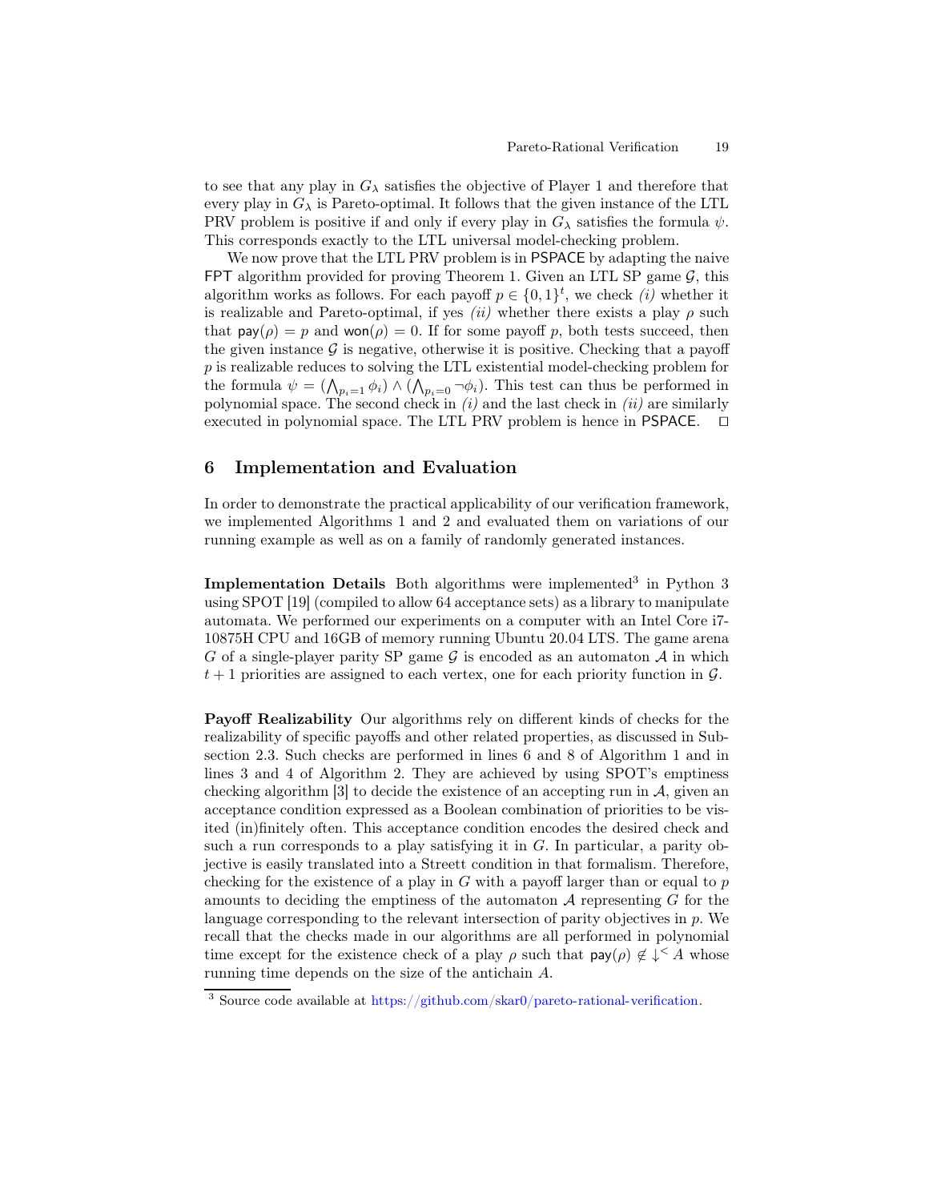to see that any play in $G_\lambda$ satisfies the objective of Player 1 and therefore that every play in $G_\lambda$ is Pareto-optimal. It follows that the given instance of the LTL PRV problem is positive if and only if every play in $G_\lambda$ satisfies the formula $\psi$. This corresponds exactly to the LTL universal model-checking problem.

We now prove that the LTL PRV problem is in PSPACE by adapting the naive FPT algorithm provided for proving Theorem 1. Given an LTL SP game $\mathcal{G}$, this algorithm works as follows. For each payoff $p \in \{0,1\}^t$, we check *(i)* whether it is realizable and Pareto-optimal, if yes *(ii)* whether there exists a play $\rho$ such that $\mathsf{pay}(\rho) = p$ and $\mathsf{won}(\rho) = 0$. If for some payoff $p$, both tests succeed, then the given instance $\mathcal{G}$ is negative, otherwise it is positive. Checking that a payoff $p$ is realizable reduces to solving the LTL existential model-checking problem for the formula $\psi = (\bigwedge_{p_i=1} \phi_i) \wedge (\bigwedge_{p_i=0} \neg\phi_i)$. This test can thus be performed in polynomial space. The second check in *(i)* and the last check in *(ii)* are similarly executed in polynomial space. The LTL PRV problem is hence in PSPACE. ◻

## 6 Implementation and Evaluation

In order to demonstrate the practical applicability of our verification framework, we implemented Algorithms 1 and 2 and evaluated them on variations of our running example as well as on a family of randomly generated instances.

**Implementation Details** Both algorithms were implemented[3] in Python 3 using SPOT [19] (compiled to allow 64 acceptance sets) as a library to manipulate automata. We performed our experiments on a computer with an Intel Core i7-10875H CPU and 16GB of memory running Ubuntu 20.04 LTS. The game arena $G$ of a single-player parity SP game $\mathcal{G}$ is encoded as an automaton $\mathcal{A}$ in which $t+1$ priorities are assigned to each vertex, one for each priority function in $\mathcal{G}$.

**Payoff Realizability** Our algorithms rely on different kinds of checks for the realizability of specific payoffs and other related properties, as discussed in Subsection 2.3. Such checks are performed in lines 6 and 8 of Algorithm 1 and in lines 3 and 4 of Algorithm 2. They are achieved by using SPOT's emptiness checking algorithm [3] to decide the existence of an accepting run in $\mathcal{A}$, given an acceptance condition expressed as a Boolean combination of priorities to be visited (in)finitely often. This acceptance condition encodes the desired check and such a run corresponds to a play satisfying it in $G$. In particular, a parity objective is easily translated into a Streett condition in that formalism. Therefore, checking for the existence of a play in $G$ with a payoff larger than or equal to $p$ amounts to deciding the emptiness of the automaton $\mathcal{A}$ representing $G$ for the language corresponding to the relevant intersection of parity objectives in $p$. We recall that the checks made in our algorithms are all performed in polynomial time except for the existence check of a play $\rho$ such that $\mathsf{pay}(\rho) \notin \downarrow^{<} A$ whose running time depends on the size of the antichain $A$.

[3] Source code available at https://github.com/skar0/pareto-rational-verification.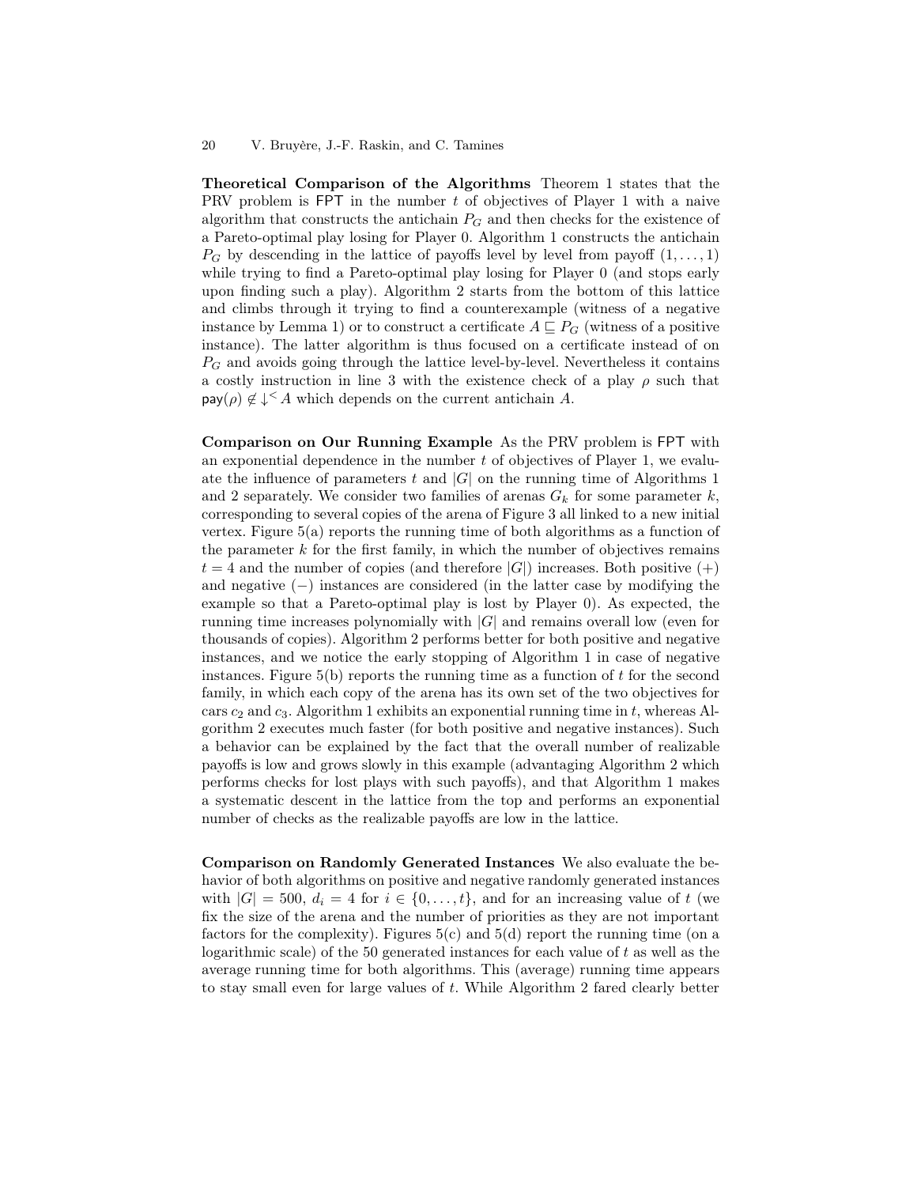**Theoretical Comparison of the Algorithms** Theorem 1 states that the PRV problem is FPT in the number $t$ of objectives of Player 1 with a naive algorithm that constructs the antichain $P_G$ and then checks for the existence of a Pareto-optimal play losing for Player 0. Algorithm 1 constructs the antichain $P_G$ by descending in the lattice of payoffs level by level from payoff $(1, \ldots, 1)$ while trying to find a Pareto-optimal play losing for Player 0 (and stops early upon finding such a play). Algorithm 2 starts from the bottom of this lattice and climbs through it trying to find a counterexample (witness of a negative instance by Lemma 1) or to construct a certificate $A \sqsubseteq P_G$ (witness of a positive instance). The latter algorithm is thus focused on a certificate instead of on $P_G$ and avoids going through the lattice level-by-level. Nevertheless it contains a costly instruction in line 3 with the existence check of a play $\rho$ such that $\mathsf{pay}(\rho) \not\in \downarrow^{<} A$ which depends on the current antichain $A$.

**Comparison on Our Running Example** As the PRV problem is FPT with an exponential dependence in the number $t$ of objectives of Player 1, we evaluate the influence of parameters $t$ and $|G|$ on the running time of Algorithms 1 and 2 separately. We consider two families of arenas $G_k$ for some parameter $k$, corresponding to several copies of the arena of Figure 3 all linked to a new initial vertex. Figure 5(a) reports the running time of both algorithms as a function of the parameter $k$ for the first family, in which the number of objectives remains $t = 4$ and the number of copies (and therefore $|G|$) increases. Both positive (+) and negative (−) instances are considered (in the latter case by modifying the example so that a Pareto-optimal play is lost by Player 0). As expected, the running time increases polynomially with $|G|$ and remains overall low (even for thousands of copies). Algorithm 2 performs better for both positive and negative instances, and we notice the early stopping of Algorithm 1 in case of negative instances. Figure 5(b) reports the running time as a function of $t$ for the second family, in which each copy of the arena has its own set of the two objectives for cars $c_2$ and $c_3$. Algorithm 1 exhibits an exponential running time in $t$, whereas Algorithm 2 executes much faster (for both positive and negative instances). Such a behavior can be explained by the fact that the overall number of realizable payoffs is low and grows slowly in this example (advantaging Algorithm 2 which performs checks for lost plays with such payoffs), and that Algorithm 1 makes a systematic descent in the lattice from the top and performs an exponential number of checks as the realizable payoffs are low in the lattice.

**Comparison on Randomly Generated Instances** We also evaluate the behavior of both algorithms on positive and negative randomly generated instances with $|G| = 500$, $d_i = 4$ for $i \in \{0, \ldots, t\}$, and for an increasing value of $t$ (we fix the size of the arena and the number of priorities as they are not important factors for the complexity). Figures 5(c) and 5(d) report the running time (on a logarithmic scale) of the 50 generated instances for each value of $t$ as well as the average running time for both algorithms. This (average) running time appears to stay small even for large values of $t$. While Algorithm 2 fared clearly better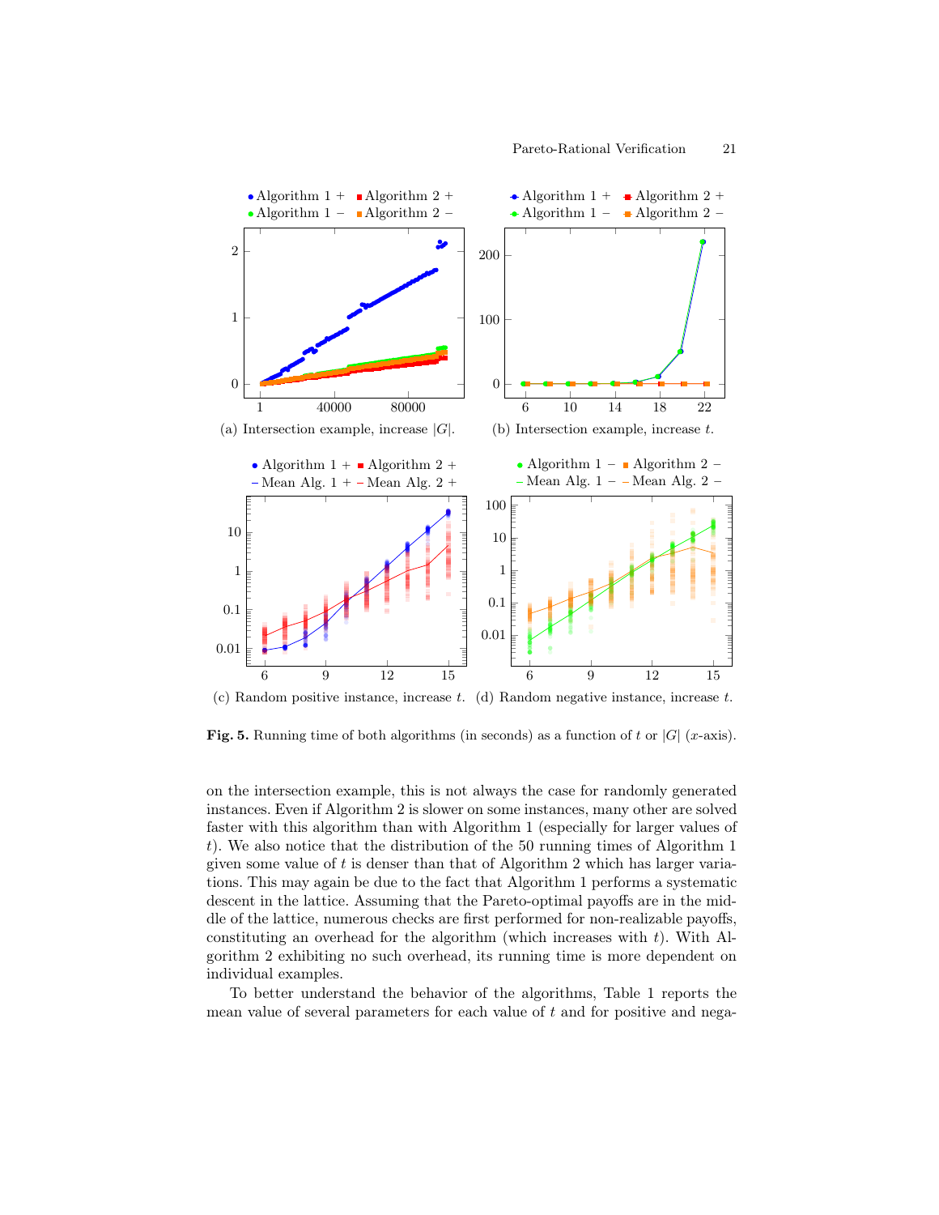(a) Intersection example, increase $|G|$.

(b) Intersection example, increase $t$.

(c) Random positive instance, increase $t$.

(d) Random negative instance, increase $t$.

**Fig. 5.** Running time of both algorithms (in seconds) as a function of $t$ or $|G|$ ($x$-axis).

on the intersection example, this is not always the case for randomly generated instances. Even if Algorithm 2 is slower on some instances, many other are solved faster with this algorithm than with Algorithm 1 (especially for larger values of $t$). We also notice that the distribution of the 50 running times of Algorithm 1 given some value of $t$ is denser than that of Algorithm 2 which has larger variations. This may again be due to the fact that Algorithm 1 performs a systematic descent in the lattice. Assuming that the Pareto-optimal payoffs are in the middle of the lattice, numerous checks are first performed for non-realizable payoffs, constituting an overhead for the algorithm (which increases with $t$). With Algorithm 2 exhibiting no such overhead, its running time is more dependent on individual examples.

To better understand the behavior of the algorithms, Table 1 reports the mean value of several parameters for each value of $t$ and for positive and nega-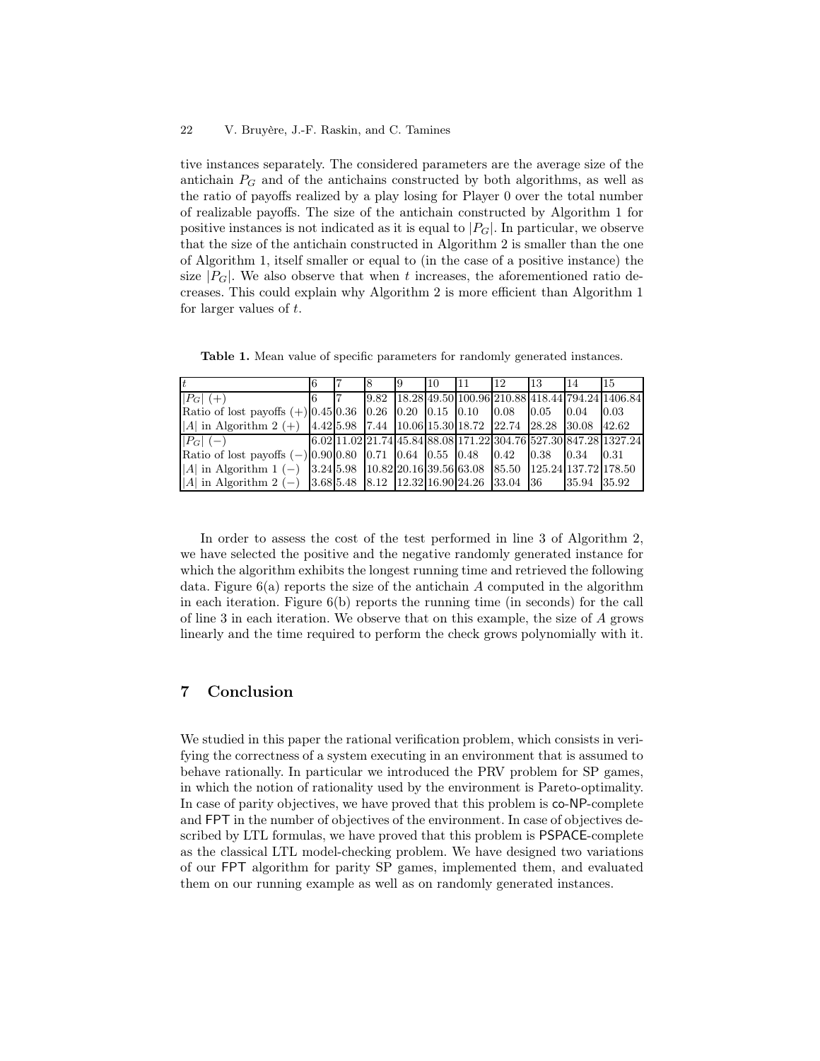tive instances separately. The considered parameters are the average size of the antichain $P_G$ and of the antichains constructed by both algorithms, as well as the ratio of payoffs realized by a play losing for Player 0 over the total number of realizable payoffs. The size of the antichain constructed by Algorithm 1 for positive instances is not indicated as it is equal to $|P_G|$. In particular, we observe that the size of the antichain constructed in Algorithm 2 is smaller than the one of Algorithm 1, itself smaller or equal to (in the case of a positive instance) the size $|P_G|$. We also observe that when $t$ increases, the aforementioned ratio decreases. This could explain why Algorithm 2 is more efficient than Algorithm 1 for larger values of $t$.

**Table 1.** Mean value of specific parameters for randomly generated instances.

| $t$ | 6 | 7 | 8 | 9 | 10 | 11 | 12 | 13 | 14 | 15 |
|---|---|---|---|---|---|---|---|---|---|---|
| $\|P_G\|$ $(+)$ | 6 | 7 | 9.82 | 18.28 | 49.50 | 100.96 | 210.88 | 418.44 | 794.24 | 1406.84 |
| Ratio of lost payoffs $(+)$ | 0.45 | 0.36 | 0.26 | 0.20 | 0.15 | 0.10 | 0.08 | 0.05 | 0.04 | 0.03 |
| $\|A\|$ in Algorithm 2 $(+)$ | 4.42 | 5.98 | 7.44 | 10.06 | 15.30 | 18.72 | 22.74 | 28.28 | 30.08 | 42.62 |
| $\|P_G\|$ $(-)$ | 6.02 | 11.02 | 21.74 | 45.84 | 88.08 | 171.22 | 304.76 | 527.30 | 847.28 | 1327.24 |
| Ratio of lost payoffs $(-)$ | 0.90 | 0.80 | 0.71 | 0.64 | 0.55 | 0.48 | 0.42 | 0.38 | 0.34 | 0.31 |
| $\|A\|$ in Algorithm 1 $(-)$ | 3.24 | 5.98 | 10.82 | 20.16 | 39.56 | 63.08 | 85.50 | 125.24 | 137.72 | 178.50 |
| $\|A\|$ in Algorithm 2 $(-)$ | 3.68 | 5.48 | 8.12 | 12.32 | 16.90 | 24.26 | 33.04 | 36 | 35.94 | 35.92 |

In order to assess the cost of the test performed in line 3 of Algorithm 2, we have selected the positive and the negative randomly generated instance for which the algorithm exhibits the longest running time and retrieved the following data. Figure 6(a) reports the size of the antichain $A$ computed in the algorithm in each iteration. Figure 6(b) reports the running time (in seconds) for the call of line 3 in each iteration. We observe that on this example, the size of $A$ grows linearly and the time required to perform the check grows polynomially with it.

## 7 Conclusion

We studied in this paper the rational verification problem, which consists in verifying the correctness of a system executing in an environment that is assumed to behave rationally. In particular we introduced the PRV problem for SP games, in which the notion of rationality used by the environment is Pareto-optimality. In case of parity objectives, we have proved that this problem is co-NP-complete and FPT in the number of objectives of the environment. In case of objectives described by LTL formulas, we have proved that this problem is PSPACE-complete as the classical LTL model-checking problem. We have designed two variations of our FPT algorithm for parity SP games, implemented them, and evaluated them on our running example as well as on randomly generated instances.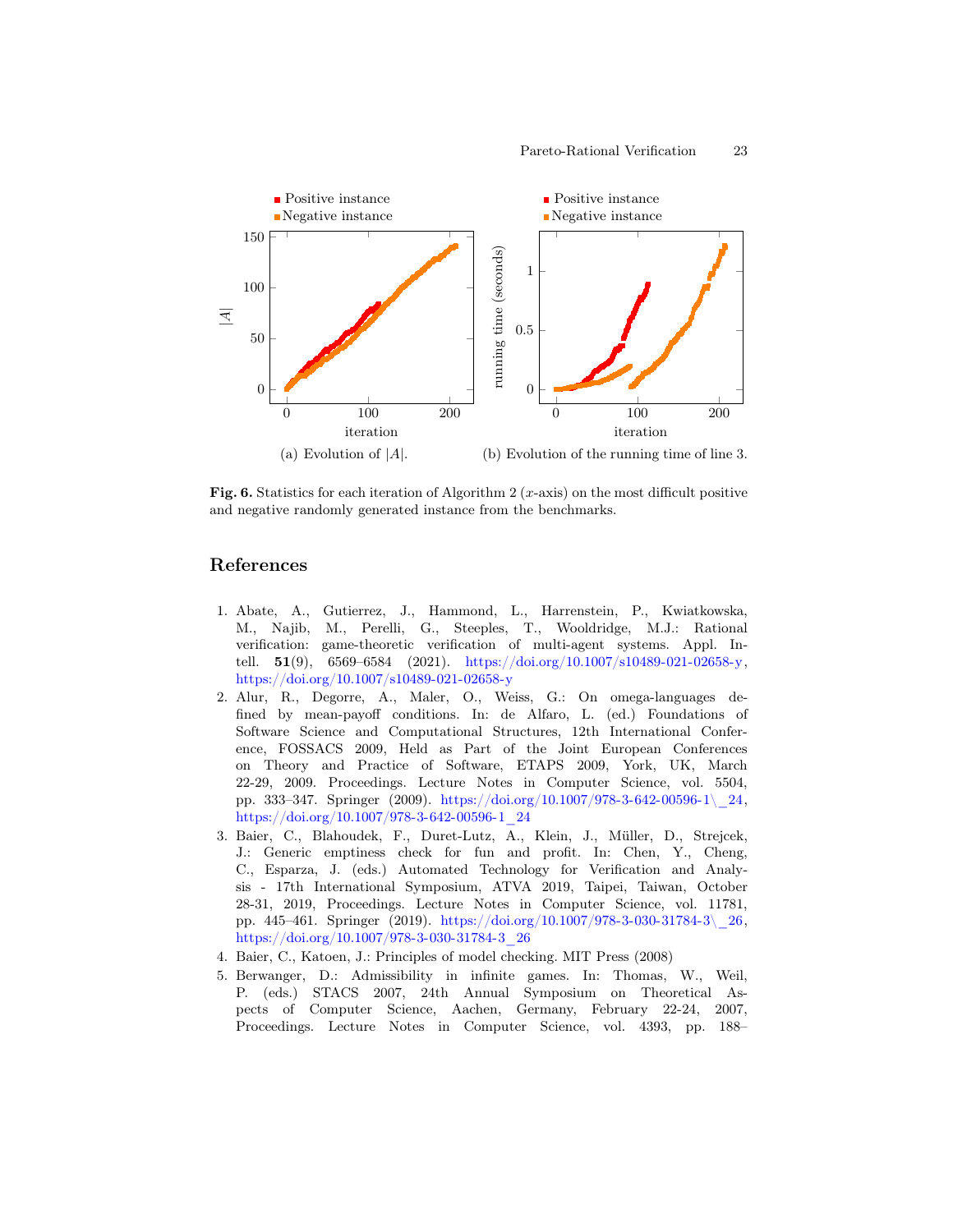(a) Evolution of $|A|$.

(b) Evolution of the running time of line 3.

**Fig. 6.** Statistics for each iteration of Algorithm 2 ($x$-axis) on the most difficult positive and negative randomly generated instance from the benchmarks.

## References

1. Abate, A., Gutierrez, J., Hammond, L., Harrenstein, P., Kwiatkowska, M., Najib, M., Perelli, G., Steeples, T., Wooldridge, M.J.: Rational verification: game-theoretic verification of multi-agent systems. Appl. Intell. **51**(9), 6569–6584 (2021). https://doi.org/10.1007/s10489-021-02658-y, https://doi.org/10.1007/s10489-021-02658-y
2. Alur, R., Degorre, A., Maler, O., Weiss, G.: On omega-languages defined by mean-payoff conditions. In: de Alfaro, L. (ed.) Foundations of Software Science and Computational Structures, 12th International Conference, FOSSACS 2009, Held as Part of the Joint European Conferences on Theory and Practice of Software, ETAPS 2009, York, UK, March 22-29, 2009. Proceedings. Lecture Notes in Computer Science, vol. 5504, pp. 333–347. Springer (2009). https://doi.org/10.1007/978-3-642-00596-1\_24, https://doi.org/10.1007/978-3-642-00596-1_24
3. Baier, C., Blahoudek, F., Duret-Lutz, A., Klein, J., Müller, D., Strejcek, J.: Generic emptiness check for fun and profit. In: Chen, Y., Cheng, C., Esparza, J. (eds.) Automated Technology for Verification and Analysis - 17th International Symposium, ATVA 2019, Taipei, Taiwan, October 28-31, 2019, Proceedings. Lecture Notes in Computer Science, vol. 11781, pp. 445–461. Springer (2019). https://doi.org/10.1007/978-3-030-31784-3\_26, https://doi.org/10.1007/978-3-030-31784-3_26
4. Baier, C., Katoen, J.: Principles of model checking. MIT Press (2008)
5. Berwanger, D.: Admissibility in infinite games. In: Thomas, W., Weil, P. (eds.) STACS 2007, 24th Annual Symposium on Theoretical Aspects of Computer Science, Aachen, Germany, February 22-24, 2007, Proceedings. Lecture Notes in Computer Science, vol. 4393, pp. 188–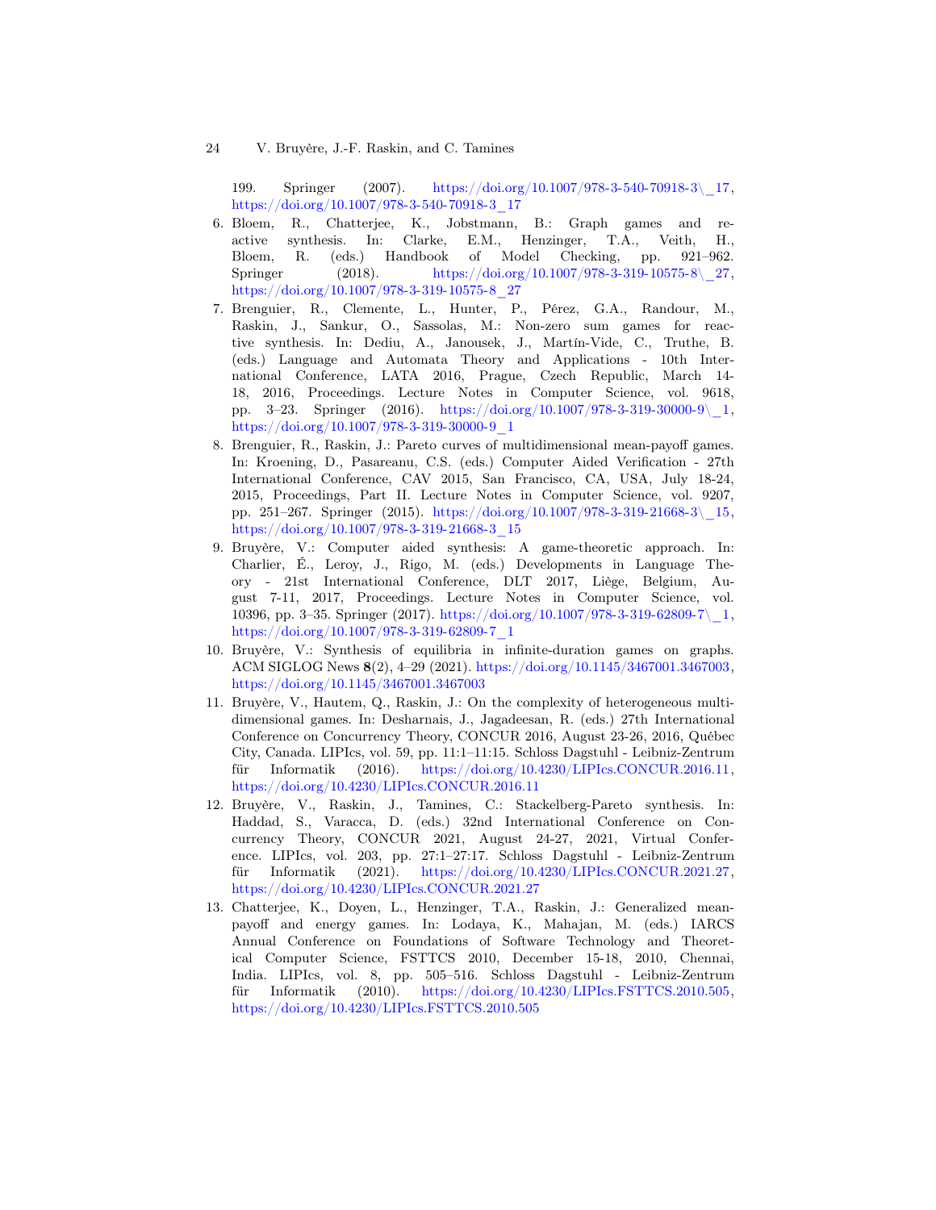199. Springer (2007). https://doi.org/10.1007/978-3-540-70918-3\_17, https://doi.org/10.1007/978-3-540-70918-3_17

6. Bloem, R., Chatterjee, K., Jobstmann, B.: Graph games and reactive synthesis. In: Clarke, E.M., Henzinger, T.A., Veith, H., Bloem, R. (eds.) Handbook of Model Checking, pp. 921–962. Springer (2018). https://doi.org/10.1007/978-3-319-10575-8\_27, https://doi.org/10.1007/978-3-319-10575-8_27
7. Brenguier, R., Clemente, L., Hunter, P., Pérez, G.A., Randour, M., Raskin, J., Sankur, O., Sassolas, M.: Non-zero sum games for reactive synthesis. In: Dediu, A., Janousek, J., Martín-Vide, C., Truthe, B. (eds.) Language and Automata Theory and Applications - 10th International Conference, LATA 2016, Prague, Czech Republic, March 14-18, 2016, Proceedings. Lecture Notes in Computer Science, vol. 9618, pp. 3–23. Springer (2016). https://doi.org/10.1007/978-3-319-30000-9\_1, https://doi.org/10.1007/978-3-319-30000-9_1
8. Brenguier, R., Raskin, J.: Pareto curves of multidimensional mean-payoff games. In: Kroening, D., Pasareanu, C.S. (eds.) Computer Aided Verification - 27th International Conference, CAV 2015, San Francisco, CA, USA, July 18-24, 2015, Proceedings, Part II. Lecture Notes in Computer Science, vol. 9207, pp. 251–267. Springer (2015). https://doi.org/10.1007/978-3-319-21668-3\_15, https://doi.org/10.1007/978-3-319-21668-3_15
9. Bruyère, V.: Computer aided synthesis: A game-theoretic approach. In: Charlier, É., Leroy, J., Rigo, M. (eds.) Developments in Language Theory - 21st International Conference, DLT 2017, Liège, Belgium, August 7-11, 2017, Proceedings. Lecture Notes in Computer Science, vol. 10396, pp. 3–35. Springer (2017). https://doi.org/10.1007/978-3-319-62809-7\_1, https://doi.org/10.1007/978-3-319-62809-7_1
10. Bruyère, V.: Synthesis of equilibria in infinite-duration games on graphs. ACM SIGLOG News **8**(2), 4–29 (2021). https://doi.org/10.1145/3467001.3467003, https://doi.org/10.1145/3467001.3467003
11. Bruyère, V., Hautem, Q., Raskin, J.: On the complexity of heterogeneous multidimensional games. In: Desharnais, J., Jagadeesan, R. (eds.) 27th International Conference on Concurrency Theory, CONCUR 2016, August 23-26, 2016, Québec City, Canada. LIPIcs, vol. 59, pp. 11:1–11:15. Schloss Dagstuhl - Leibniz-Zentrum für Informatik (2016). https://doi.org/10.4230/LIPIcs.CONCUR.2016.11, https://doi.org/10.4230/LIPIcs.CONCUR.2016.11
12. Bruyère, V., Raskin, J., Tamines, C.: Stackelberg-Pareto synthesis. In: Haddad, S., Varacca, D. (eds.) 32nd International Conference on Concurrency Theory, CONCUR 2021, August 24-27, 2021, Virtual Conference. LIPIcs, vol. 203, pp. 27:1–27:17. Schloss Dagstuhl - Leibniz-Zentrum für Informatik (2021). https://doi.org/10.4230/LIPIcs.CONCUR.2021.27, https://doi.org/10.4230/LIPIcs.CONCUR.2021.27
13. Chatterjee, K., Doyen, L., Henzinger, T.A., Raskin, J.: Generalized mean-payoff and energy games. In: Lodaya, K., Mahajan, M. (eds.) IARCS Annual Conference on Foundations of Software Technology and Theoretical Computer Science, FSTTCS 2010, December 15-18, 2010, Chennai, India. LIPIcs, vol. 8, pp. 505–516. Schloss Dagstuhl - Leibniz-Zentrum für Informatik (2010). https://doi.org/10.4230/LIPIcs.FSTTCS.2010.505, https://doi.org/10.4230/LIPIcs.FSTTCS.2010.505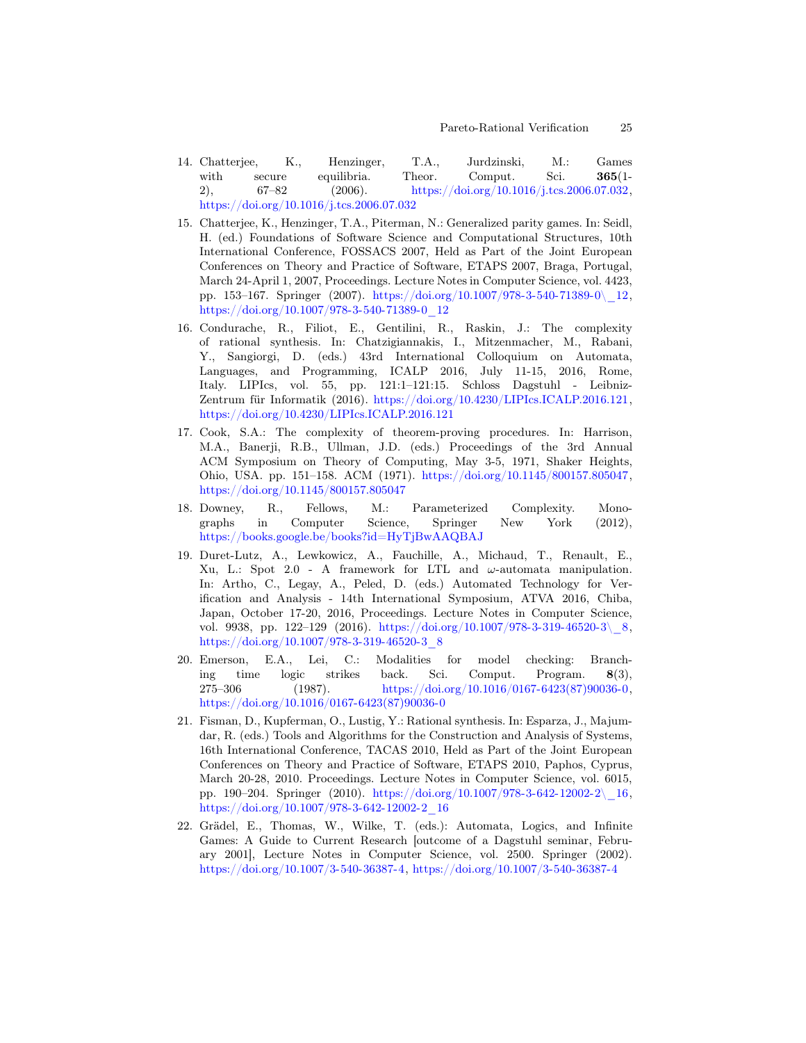14. Chatterjee, K., Henzinger, T.A., Jurdzinski, M.: Games with secure equilibria. Theor. Comput. Sci. **365**(1-2), 67–82 (2006). https://doi.org/10.1016/j.tcs.2006.07.032, https://doi.org/10.1016/j.tcs.2006.07.032

15. Chatterjee, K., Henzinger, T.A., Piterman, N.: Generalized parity games. In: Seidl, H. (ed.) Foundations of Software Science and Computational Structures, 10th International Conference, FOSSACS 2007, Held as Part of the Joint European Conferences on Theory and Practice of Software, ETAPS 2007, Braga, Portugal, March 24-April 1, 2007, Proceedings. Lecture Notes in Computer Science, vol. 4423, pp. 153–167. Springer (2007). https://doi.org/10.1007/978-3-540-71389-0\_12, https://doi.org/10.1007/978-3-540-71389-0_12

16. Condurache, R., Filiot, E., Gentilini, R., Raskin, J.: The complexity of rational synthesis. In: Chatzigiannakis, I., Mitzenmacher, M., Rabani, Y., Sangiorgi, D. (eds.) 43rd International Colloquium on Automata, Languages, and Programming, ICALP 2016, July 11-15, 2016, Rome, Italy. LIPIcs, vol. 55, pp. 121:1–121:15. Schloss Dagstuhl - Leibniz-Zentrum für Informatik (2016). https://doi.org/10.4230/LIPIcs.ICALP.2016.121, https://doi.org/10.4230/LIPIcs.ICALP.2016.121

17. Cook, S.A.: The complexity of theorem-proving procedures. In: Harrison, M.A., Banerji, R.B., Ullman, J.D. (eds.) Proceedings of the 3rd Annual ACM Symposium on Theory of Computing, May 3-5, 1971, Shaker Heights, Ohio, USA. pp. 151–158. ACM (1971). https://doi.org/10.1145/800157.805047, https://doi.org/10.1145/800157.805047

18. Downey, R., Fellows, M.: Parameterized Complexity. Monographs in Computer Science, Springer New York (2012), https://books.google.be/books?id=HyTjBwAAQBAJ

19. Duret-Lutz, A., Lewkowicz, A., Fauchille, A., Michaud, T., Renault, E., Xu, L.: Spot 2.0 - A framework for LTL and $\omega$-automata manipulation. In: Artho, C., Legay, A., Peled, D. (eds.) Automated Technology for Verification and Analysis - 14th International Symposium, ATVA 2016, Chiba, Japan, October 17-20, 2016, Proceedings. Lecture Notes in Computer Science, vol. 9938, pp. 122–129 (2016). https://doi.org/10.1007/978-3-319-46520-3\_8, https://doi.org/10.1007/978-3-319-46520-3_8

20. Emerson, E.A., Lei, C.: Modalities for model checking: Branching time logic strikes back. Sci. Comput. Program. **8**(3), 275–306 (1987). https://doi.org/10.1016/0167-6423(87)90036-0, https://doi.org/10.1016/0167-6423(87)90036-0

21. Fisman, D., Kupferman, O., Lustig, Y.: Rational synthesis. In: Esparza, J., Majumdar, R. (eds.) Tools and Algorithms for the Construction and Analysis of Systems, 16th International Conference, TACAS 2010, Held as Part of the Joint European Conferences on Theory and Practice of Software, ETAPS 2010, Paphos, Cyprus, March 20-28, 2010. Proceedings. Lecture Notes in Computer Science, vol. 6015, pp. 190–204. Springer (2010). https://doi.org/10.1007/978-3-642-12002-2\_16, https://doi.org/10.1007/978-3-642-12002-2_16

22. Grädel, E., Thomas, W., Wilke, T. (eds.): Automata, Logics, and Infinite Games: A Guide to Current Research [outcome of a Dagstuhl seminar, February 2001], Lecture Notes in Computer Science, vol. 2500. Springer (2002). https://doi.org/10.1007/3-540-36387-4, https://doi.org/10.1007/3-540-36387-4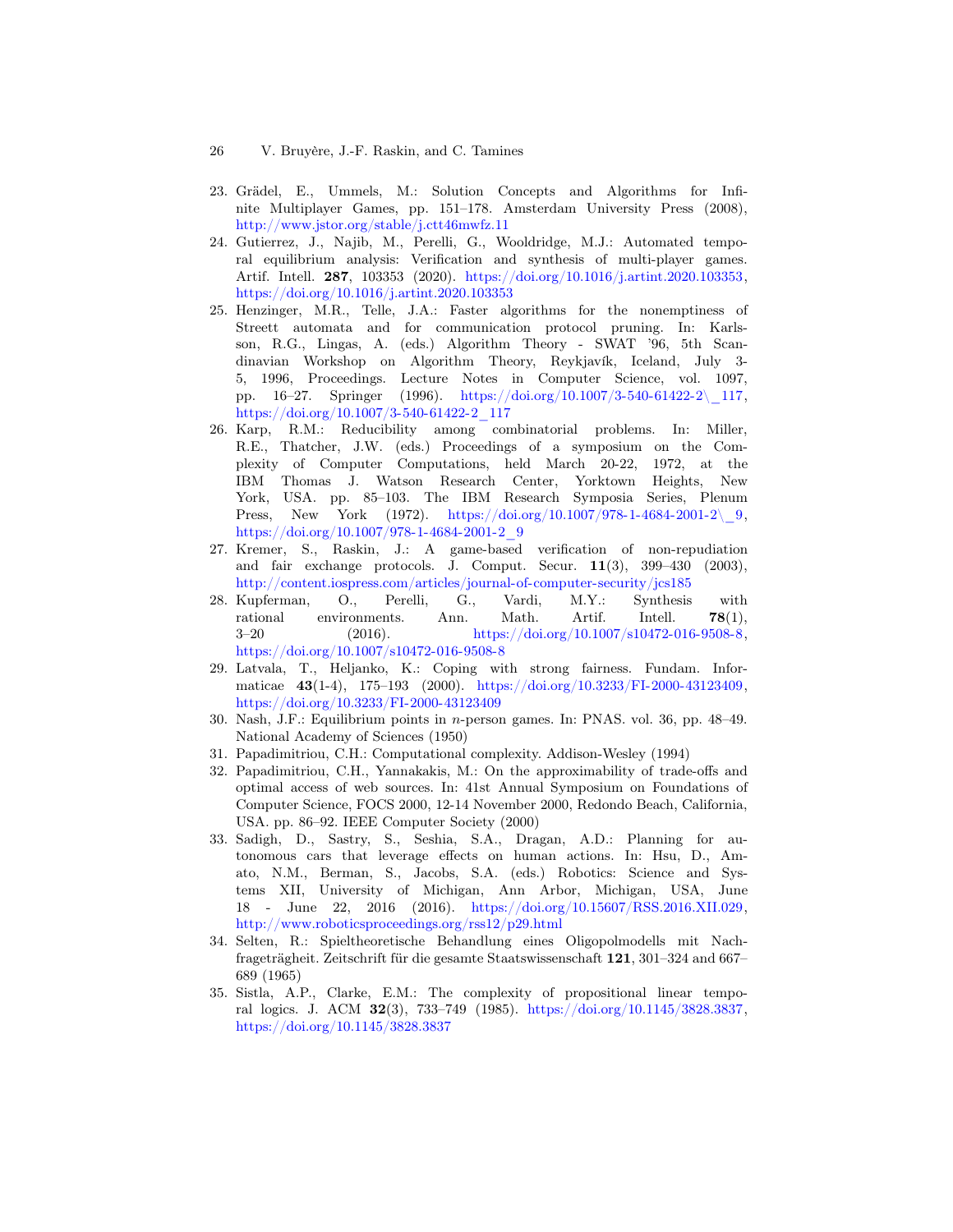23. Grädel, E., Ummels, M.: Solution Concepts and Algorithms for Infinite Multiplayer Games, pp. 151–178. Amsterdam University Press (2008), http://www.jstor.org/stable/j.ctt46mwfz.11
24. Gutierrez, J., Najib, M., Perelli, G., Wooldridge, M.J.: Automated temporal equilibrium analysis: Verification and synthesis of multi-player games. Artif. Intell. **287**, 103353 (2020). https://doi.org/10.1016/j.artint.2020.103353, https://doi.org/10.1016/j.artint.2020.103353
25. Henzinger, M.R., Telle, J.A.: Faster algorithms for the nonemptiness of Streett automata and for communication protocol pruning. In: Karlsson, R.G., Lingas, A. (eds.) Algorithm Theory - SWAT '96, 5th Scandinavian Workshop on Algorithm Theory, Reykjavík, Iceland, July 3-5, 1996, Proceedings. Lecture Notes in Computer Science, vol. 1097, pp. 16–27. Springer (1996). https://doi.org/10.1007/3-540-61422-2\_117, https://doi.org/10.1007/3-540-61422-2_117
26. Karp, R.M.: Reducibility among combinatorial problems. In: Miller, R.E., Thatcher, J.W. (eds.) Proceedings of a symposium on the Complexity of Computer Computations, held March 20-22, 1972, at the IBM Thomas J. Watson Research Center, Yorktown Heights, New York, USA. pp. 85–103. The IBM Research Symposia Series, Plenum Press, New York (1972). https://doi.org/10.1007/978-1-4684-2001-2\_9, https://doi.org/10.1007/978-1-4684-2001-2_9
27. Kremer, S., Raskin, J.: A game-based verification of non-repudiation and fair exchange protocols. J. Comput. Secur. **11**(3), 399–430 (2003), http://content.iospress.com/articles/journal-of-computer-security/jcs185
28. Kupferman, O., Perelli, G., Vardi, M.Y.: Synthesis with rational environments. Ann. Math. Artif. Intell. **78**(1), 3–20 (2016). https://doi.org/10.1007/s10472-016-9508-8, https://doi.org/10.1007/s10472-016-9508-8
29. Latvala, T., Heljanko, K.: Coping with strong fairness. Fundam. Informaticae **43**(1-4), 175–193 (2000). https://doi.org/10.3233/FI-2000-43123409, https://doi.org/10.3233/FI-2000-43123409
30. Nash, J.F.: Equilibrium points in $n$-person games. In: PNAS. vol. 36, pp. 48–49. National Academy of Sciences (1950)
31. Papadimitriou, C.H.: Computational complexity. Addison-Wesley (1994)
32. Papadimitriou, C.H., Yannakakis, M.: On the approximability of trade-offs and optimal access of web sources. In: 41st Annual Symposium on Foundations of Computer Science, FOCS 2000, 12-14 November 2000, Redondo Beach, California, USA. pp. 86–92. IEEE Computer Society (2000)
33. Sadigh, D., Sastry, S., Seshia, S.A., Dragan, A.D.: Planning for autonomous cars that leverage effects on human actions. In: Hsu, D., Amato, N.M., Berman, S., Jacobs, S.A. (eds.) Robotics: Science and Systems XII, University of Michigan, Ann Arbor, Michigan, USA, June 18 - June 22, 2016 (2016). https://doi.org/10.15607/RSS.2016.XII.029, http://www.roboticsproceedings.org/rss12/p29.html
34. Selten, R.: Spieltheoretische Behandlung eines Oligopolmodells mit Nachfrageträgheit. Zeitschrift für die gesamte Staatswissenschaft **121**, 301–324 and 667–689 (1965)
35. Sistla, A.P., Clarke, E.M.: The complexity of propositional linear temporal logics. J. ACM **32**(3), 733–749 (1985). https://doi.org/10.1145/3828.3837, https://doi.org/10.1145/3828.3837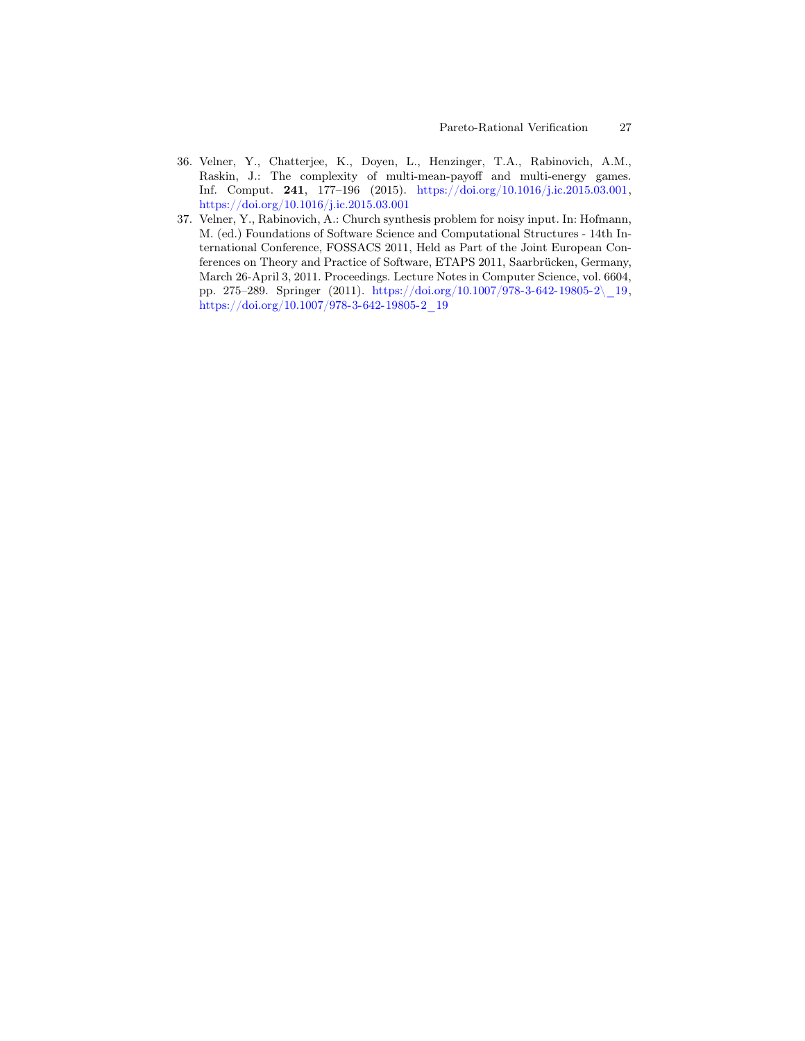36. Velner, Y., Chatterjee, K., Doyen, L., Henzinger, T.A., Rabinovich, A.M., Raskin, J.: The complexity of multi-mean-payoff and multi-energy games. Inf. Comput. **241**, 177–196 (2015). https://doi.org/10.1016/j.ic.2015.03.001, https://doi.org/10.1016/j.ic.2015.03.001
37. Velner, Y., Rabinovich, A.: Church synthesis problem for noisy input. In: Hofmann, M. (ed.) Foundations of Software Science and Computational Structures - 14th International Conference, FOSSACS 2011, Held as Part of the Joint European Conferences on Theory and Practice of Software, ETAPS 2011, Saarbrücken, Germany, March 26-April 3, 2011. Proceedings. Lecture Notes in Computer Science, vol. 6604, pp. 275–289. Springer (2011). https://doi.org/10.1007/978-3-642-19805-2\_19, https://doi.org/10.1007/978-3-642-19805-2_19